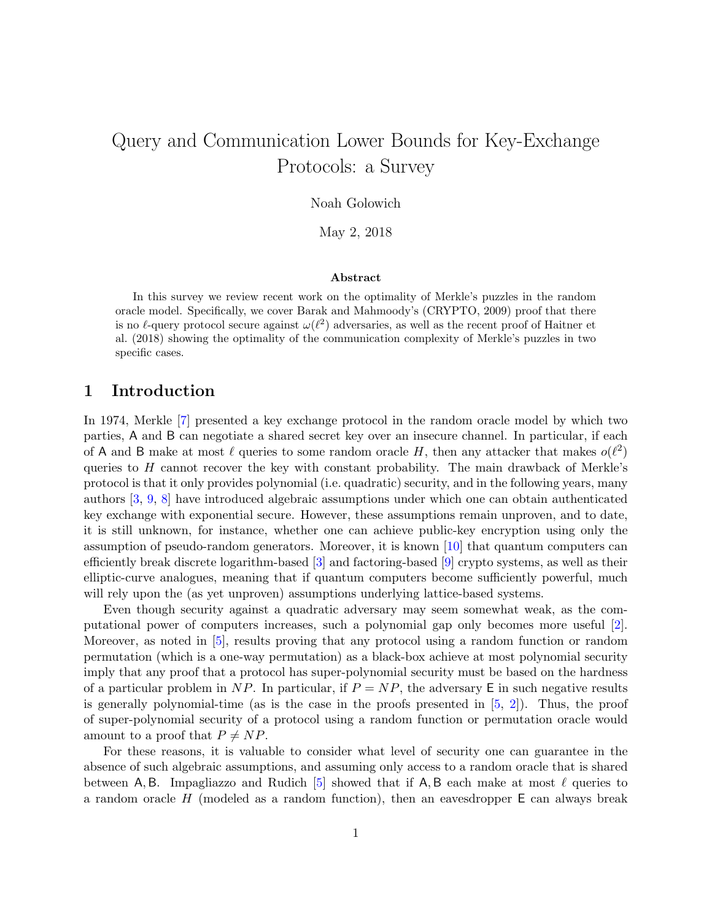# Query and Communication Lower Bounds for Key-Exchange Protocols: a Survey

Noah Golowich

May 2, 2018

### Abstract

In this survey we review recent work on the optimality of Merkle's puzzles in the random oracle model. Specifically, we cover Barak and Mahmoody's (CRYPTO, 2009) proof that there is no $\ell$-query protocol secure against $\omega(\ell^2)$ adversaries, as well as the recent proof of Haitner et al. (2018) showing the optimality of the communication complexity of Merkle's puzzles in two specific cases.

## 1 Introduction

In 1974, Merkle [7] presented a key exchange protocol in the random oracle model by which two parties, $\mathsf{A}$ and $\mathsf{B}$ can negotiate a shared secret key over an insecure channel. In particular, if each of $\mathsf{A}$ and $\mathsf{B}$ make at most $\ell$ queries to some random oracle $H$, then any attacker that makes $o(\ell^2)$ queries to $H$ cannot recover the key with constant probability. The main drawback of Merkle's protocol is that it only provides polynomial (i.e. quadratic) security, and in the following years, many authors [3, 9, 8] have introduced algebraic assumptions under which one can obtain authenticated key exchange with exponential secure. However, these assumptions remain unproven, and to date, it is still unknown, for instance, whether one can achieve public-key encryption using only the assumption of pseudo-random generators. Moreover, it is known [10] that quantum computers can efficiently break discrete logarithm-based [3] and factoring-based [9] crypto systems, as well as their elliptic-curve analogues, meaning that if quantum computers become sufficiently powerful, much will rely upon the (as yet unproven) assumptions underlying lattice-based systems.

Even though security against a quadratic adversary may seem somewhat weak, as the computational power of computers increases, such a polynomial gap only becomes more useful [2]. Moreover, as noted in [5], results proving that any protocol using a random function or random permutation (which is a one-way permutation) as a black-box achieve at most polynomial security imply that any proof that a protocol has super-polynomial security must be based on the hardness of a particular problem in $NP$. In particular, if $P = NP$, the adversary $\mathsf{E}$ in such negative results is generally polynomial-time (as is the case in the proofs presented in [5, 2]). Thus, the proof of super-polynomial security of a protocol using a random function or permutation oracle would amount to a proof that $P \neq NP$.

For these reasons, it is valuable to consider what level of security one can guarantee in the absence of such algebraic assumptions, and assuming only access to a random oracle that is shared between $\mathsf{A}, \mathsf{B}$. Impagliazzo and Rudich [5] showed that if $\mathsf{A}, \mathsf{B}$ each make at most $\ell$ queries to a random oracle $H$ (modeled as a random function), then an eavesdropper $\mathsf{E}$ can always break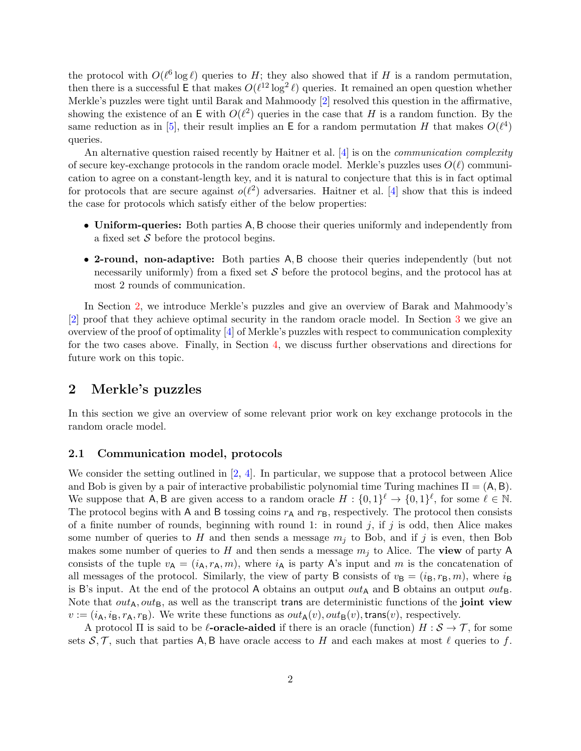the protocol with $O(\ell^6 \log \ell)$ queries to $H$; they also showed that if $H$ is a random permutation, then there is a successful $\mathsf{E}$ that makes $O(\ell^{12} \log^2 \ell)$ queries. It remained an open question whether Merkle's puzzles were tight until Barak and Mahmoody [2] resolved this question in the affirmative, showing the existence of an $\mathsf{E}$ with $O(\ell^2)$ queries in the case that $H$ is a random function. By the same reduction as in [5], their result implies an $\mathsf{E}$ for a random permutation $H$ that makes $O(\ell^4)$ queries.

An alternative question raised recently by Haitner et al. [4] is on the *communication complexity* of secure key-exchange protocols in the random oracle model. Merkle's puzzles uses $O(\ell)$ communication to agree on a constant-length key, and it is natural to conjecture that this is in fact optimal for protocols that are secure against $o(\ell^2)$ adversaries. Haitner et al. [4] show that this is indeed the case for protocols which satisfy either of the below properties:

- **Uniform-queries:** Both parties $\mathsf{A}, \mathsf{B}$ choose their queries uniformly and independently from a fixed set $\mathcal{S}$ before the protocol begins.
- **2-round, non-adaptive:** Both parties $\mathsf{A}, \mathsf{B}$ choose their queries independently (but not necessarily uniformly) from a fixed set $\mathcal{S}$ before the protocol begins, and the protocol has at most 2 rounds of communication.

In Section 2, we introduce Merkle's puzzles and give an overview of Barak and Mahmoody's [2] proof that they achieve optimal security in the random oracle model. In Section 3 we give an overview of the proof of optimality [4] of Merkle's puzzles with respect to communication complexity for the two cases above. Finally, in Section 4, we discuss further observations and directions for future work on this topic.

## 2 Merkle's puzzles

In this section we give an overview of some relevant prior work on key exchange protocols in the random oracle model.

### 2.1 Communication model, protocols

We consider the setting outlined in [2, 4]. In particular, we suppose that a protocol between Alice and Bob is given by a pair of interactive probabilistic polynomial time Turing machines $\Pi = (\mathsf{A}, \mathsf{B})$. We suppose that $\mathsf{A}, \mathsf{B}$ are given access to a random oracle $H : \{0,1\}^\ell \to \{0,1\}^\ell$, for some $\ell \in \mathbb{N}$. The protocol begins with $\mathsf{A}$ and $\mathsf{B}$ tossing coins $r_\mathsf{A}$ and $r_\mathsf{B}$, respectively. The protocol then consists of a finite number of rounds, beginning with round 1: in round $j$, if $j$ is odd, then Alice makes some number of queries to $H$ and then sends a message $m_j$ to Bob, and if $j$ is even, then Bob makes some number of queries to $H$ and then sends a message $m_j$ to Alice. The **view** of party $\mathsf{A}$ consists of the tuple $v_\mathsf{A} = (i_\mathsf{A}, r_\mathsf{A}, m)$, where $i_\mathsf{A}$ is party $\mathsf{A}$'s input and $m$ is the concatenation of all messages of the protocol. Similarly, the view of party $\mathsf{B}$ consists of $v_\mathsf{B} = (i_\mathsf{B}, r_\mathsf{B}, m)$, where $i_\mathsf{B}$ is $\mathsf{B}$'s input. At the end of the protocol $\mathsf{A}$ obtains an output $out_\mathsf{A}$ and $\mathsf{B}$ obtains an output $out_\mathsf{B}$. Note that $out_\mathsf{A}, out_\mathsf{B}$, as well as the transcript $\mathsf{trans}$ are deterministic functions of the **joint view** $v := (i_\mathsf{A}, i_\mathsf{B}, r_\mathsf{A}, r_\mathsf{B})$. We write these functions as $out_\mathsf{A}(v), out_\mathsf{B}(v), \mathsf{trans}(v)$, respectively.

A protocol $\Pi$ is said to be $\ell$-**oracle-aided** if there is an oracle (function) $H : \mathcal{S} \to \mathcal{T}$, for some sets $\mathcal{S}, \mathcal{T}$, such that parties $\mathsf{A}, \mathsf{B}$ have oracle access to $H$ and each makes at most $\ell$ queries to $f$.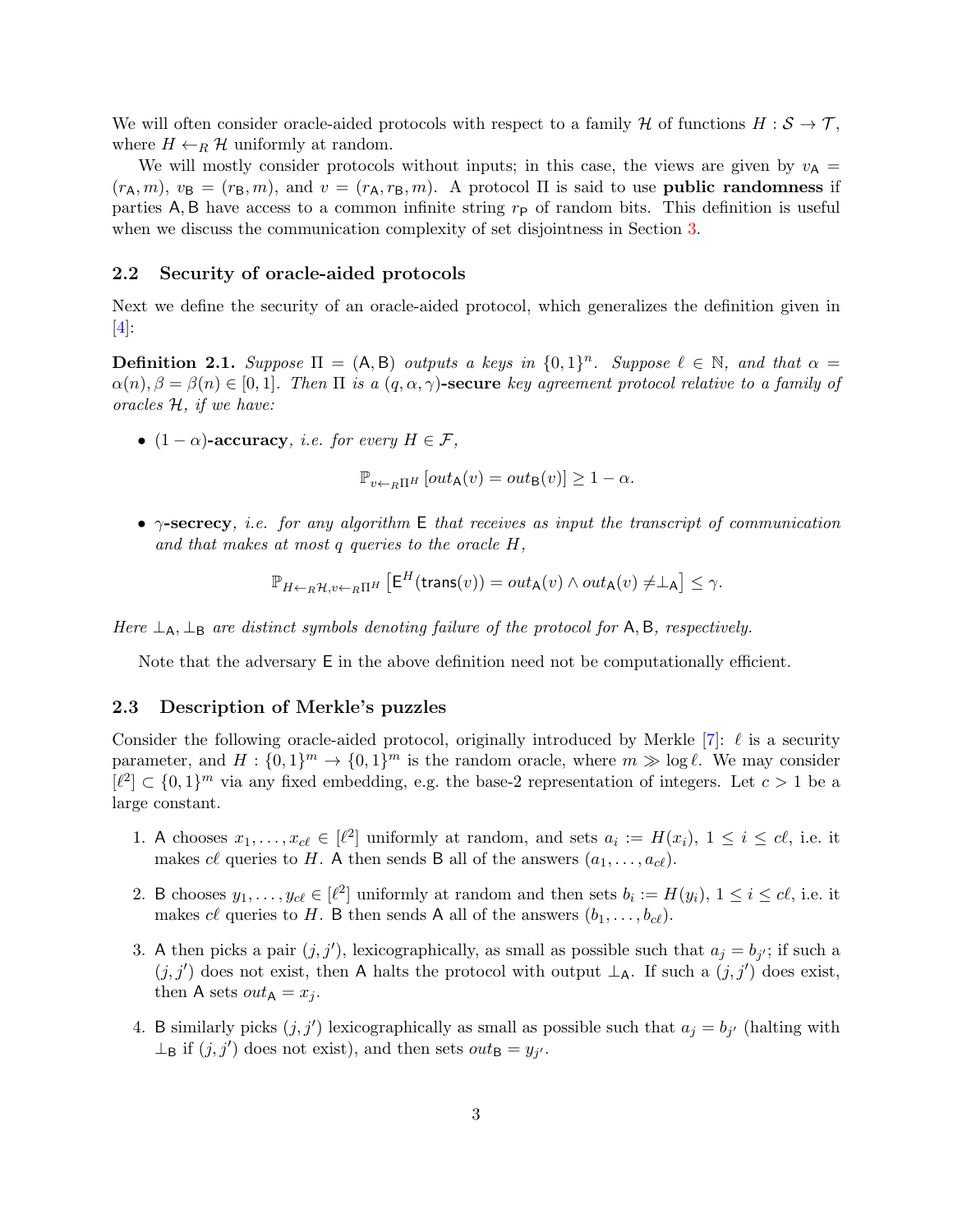We will often consider oracle-aided protocols with respect to a family $\mathcal{H}$ of functions $H : \mathcal{S} \to \mathcal{T}$, where $H \leftarrow_R \mathcal{H}$ uniformly at random.

We will mostly consider protocols without inputs; in this case, the views are given by $v_{\mathsf{A}} = (r_{\mathsf{A}}, m)$, $v_{\mathsf{B}} = (r_{\mathsf{B}}, m)$, and $v = (r_{\mathsf{A}}, r_{\mathsf{B}}, m)$. A protocol $\Pi$ is said to use **public randomness** if parties $\mathsf{A}, \mathsf{B}$ have access to a common infinite string $r_{\mathsf{P}}$ of random bits. This definition is useful when we discuss the communication complexity of set disjointness in Section 3.

## 2.2 Security of oracle-aided protocols

Next we define the security of an oracle-aided protocol, which generalizes the definition given in [4]:

**Definition 2.1.** *Suppose $\Pi = (\mathsf{A}, \mathsf{B})$ outputs a keys in $\{0,1\}^n$. Suppose $\ell \in \mathbb{N}$, and that $\alpha = \alpha(n), \beta = \beta(n) \in [0,1]$. Then $\Pi$ is a $(q, \alpha, \gamma)$-**secure** key agreement protocol relative to a family of oracles $\mathcal{H}$, if we have:*

- *$(1-\alpha)$-**accuracy**, i.e. for every $H \in \mathcal{F}$,*

$$\mathbb{P}_{v \leftarrow_R \Pi^H} \left[ out_{\mathsf{A}}(v) = out_{\mathsf{B}}(v) \right] \geq 1 - \alpha.$$

- *$\gamma$-**secrecy**, i.e. for any algorithm $\mathsf{E}$ that receives as input the transcript of communication and that makes at most $q$ queries to the oracle $H$,*

$$\mathbb{P}_{H \leftarrow_R \mathcal{H}, v \leftarrow_R \Pi^H} \left[ \mathsf{E}^H(\mathsf{trans}(v)) = out_{\mathsf{A}}(v) \wedge out_{\mathsf{A}}(v) \neq \perp_{\mathsf{A}} \right] \leq \gamma.$$

*Here $\perp_{\mathsf{A}}, \perp_{\mathsf{B}}$ are distinct symbols denoting failure of the protocol for $\mathsf{A}, \mathsf{B}$, respectively.*

Note that the adversary $\mathsf{E}$ in the above definition need not be computationally efficient.

## 2.3 Description of Merkle's puzzles

Consider the following oracle-aided protocol, originally introduced by Merkle [7]: $\ell$ is a security parameter, and $H : \{0,1\}^m \to \{0,1\}^m$ is the random oracle, where $m \gg \log \ell$. We may consider $[\ell^2] \subset \{0,1\}^m$ via any fixed embedding, e.g. the base-2 representation of integers. Let $c > 1$ be a large constant.

1. $\mathsf{A}$ chooses $x_1, \ldots, x_{c\ell} \in [\ell^2]$ uniformly at random, and sets $a_i := H(x_i)$, $1 \leq i \leq c\ell$, i.e. it makes $c\ell$ queries to $H$. $\mathsf{A}$ then sends $\mathsf{B}$ all of the answers $(a_1, \ldots, a_{c\ell})$.
2. $\mathsf{B}$ chooses $y_1, \ldots, y_{c\ell} \in [\ell^2]$ uniformly at random and then sets $b_i := H(y_i)$, $1 \leq i \leq c\ell$, i.e. it makes $c\ell$ queries to $H$. $\mathsf{B}$ then sends $\mathsf{A}$ all of the answers $(b_1, \ldots, b_{c\ell})$.
3. $\mathsf{A}$ then picks a pair $(j, j')$, lexicographically, as small as possible such that $a_j = b_{j'}$; if such a $(j, j')$ does not exist, then $\mathsf{A}$ halts the protocol with output $\perp_{\mathsf{A}}$. If such a $(j, j')$ does exist, then $\mathsf{A}$ sets $out_{\mathsf{A}} = x_j$.
4. $\mathsf{B}$ similarly picks $(j, j')$ lexicographically as small as possible such that $a_j = b_{j'}$ (halting with $\perp_{\mathsf{B}}$ if $(j, j')$ does not exist), and then sets $out_{\mathsf{B}} = y_{j'}$.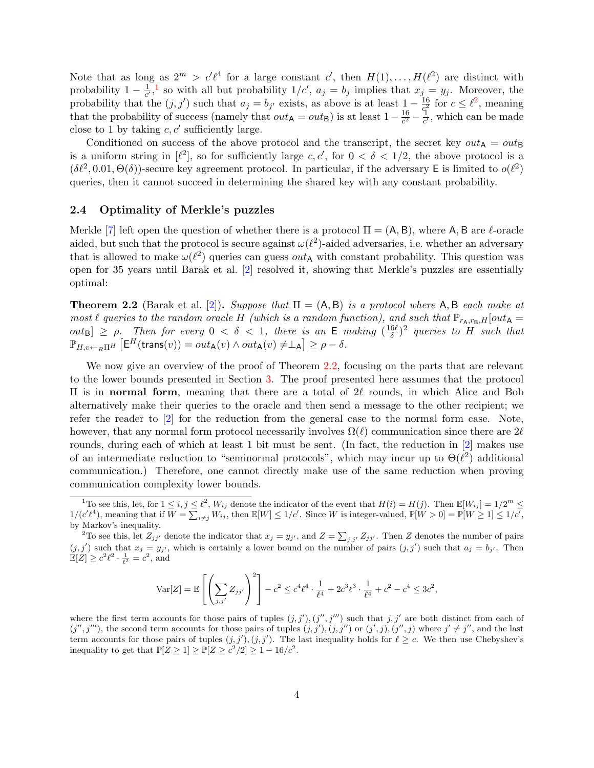Note that as long as $2^m > c'\ell^4$ for a large constant $c'$, then $H(1), \ldots, H(\ell^2)$ are distinct with probability $1 - \frac{1}{c'}$,[1] so with all but probability $1/c'$, $a_j = b_j$ implies that $x_j = y_j$. Moreover, the probability that the $(j, j')$ such that $a_j = b_{j'}$ exists, as above is at least $1 - \frac{16}{c^2}$ for $c \le \ell^2$, meaning that the probability of success (namely that $out_\mathsf{A} = out_\mathsf{B}$) is at least $1 - \frac{16}{c^2} - \frac{1}{c'}$, which can be made close to 1 by taking $c, c'$ sufficiently large.

Conditioned on success of the above protocol and the transcript, the secret key $out_\mathsf{A} = out_\mathsf{B}$ is a uniform string in $[\ell^2]$, so for sufficiently large $c, c'$, for $0 < \delta < 1/2$, the above protocol is a $(\delta\ell^2, 0.01, \Theta(\delta))$-secure key agreement protocol. In particular, if the adversary $\mathsf{E}$ is limited to $o(\ell^2)$ queries, then it cannot succeed in determining the shared key with any constant probability.

### 2.4 Optimality of Merkle's puzzles

Merkle [7] left open the question of whether there is a protocol $\Pi = (\mathsf{A}, \mathsf{B})$, where $\mathsf{A}, \mathsf{B}$ are $\ell$-oracle aided, but such that the protocol is secure against $\omega(\ell^2)$-aided adversaries, i.e. whether an adversary that is allowed to make $\omega(\ell^2)$ queries can guess $out_\mathsf{A}$ with constant probability. This question was open for 35 years until Barak et al. [2] resolved it, showing that Merkle's puzzles are essentially optimal:

**Theorem 2.2** (Barak et al. [2])**.** *Suppose that $\Pi = (\mathsf{A}, \mathsf{B})$ is a protocol where $\mathsf{A}, \mathsf{B}$ each make at most $\ell$ queries to the random oracle $H$ (which is a random function), and such that $\mathbb{P}_{r_\mathsf{A}, r_\mathsf{B}, H}[out_\mathsf{A} = out_\mathsf{B}] \ge \rho$. Then for every $0 < \delta < 1$, there is an $\mathsf{E}$ making $(\frac{16\ell}{\delta})^2$ queries to $H$ such that $\mathbb{P}_{H, v \leftarrow_R \Pi^H}\left[\mathsf{E}^H(\mathsf{trans}(v)) = out_\mathsf{A}(v) \wedge out_\mathsf{A}(v) \ne \perp_\mathsf{A}\right] \ge \rho - \delta$.*

We now give an overview of the proof of Theorem 2.2, focusing on the parts that are relevant to the lower bounds presented in Section 3. The proof presented here assumes that the protocol $\Pi$ is in **normal form**, meaning that there are a total of $2\ell$ rounds, in which Alice and Bob alternatively make their queries to the oracle and then send a message to the other recipient; we refer the reader to [2] for the reduction from the general case to the normal form case. Note, however, that any normal form protocol necessarily involves $\Omega(\ell)$ communication since there are $2\ell$ rounds, during each of which at least 1 bit must be sent. (In fact, the reduction in [2] makes use of an intermediate reduction to "seminormal protocols", which may incur up to $\Theta(\ell^2)$ additional communication.) Therefore, one cannot directly make use of the same reduction when proving communication complexity lower bounds.

[1] To see this, let, for $1 \le i, j \le \ell^2$, $W_{ij}$ denote the indicator of the event that $H(i) = H(j)$. Then $\mathbb{E}[W_{ij}] = 1/2^m \le 1/(c'\ell^4)$, meaning that if $W = \sum_{i \ne j} W_{ij}$, then $\mathbb{E}[W] \le 1/c'$. Since $W$ is integer-valued, $\mathbb{P}[W > 0] = \mathbb{P}[W \ge 1] \le 1/c'$, by Markov's inequality.

[2] To see this, let $Z_{jj'}$ denote the indicator that $x_j = y_{j'}$, and $Z = \sum_{j,j'} Z_{jj'}$. Then $Z$ denotes the number of pairs $(j, j')$ such that $x_j = y_{j'}$, which is certainly a lower bound on the number of pairs $(j, j')$ such that $a_j = b_{j'}$. Then $\mathbb{E}[Z] \ge c^2\ell^2 \cdot \frac{1}{\ell^2} = c^2$, and

$$\mathrm{Var}[Z] = \mathbb{E}\left[\left(\sum_{j,j'} Z_{jj'}\right)^2\right] - c^2 \le c^4\ell^4 \cdot \frac{1}{\ell^4} + 2c^3\ell^3 \cdot \frac{1}{\ell^4} + c^2 - c^4 \le 3c^2,$$

where the first term accounts for those pairs of tuples $(j, j'), (j'', j''')$ such that $j, j'$ are both distinct from each of $(j'', j''')$, the second term accounts for those pairs of tuples $(j, j'), (j, j'')$ or $(j', j), (j'', j)$ where $j' \ne j''$, and the last term accounts for those pairs of tuples $(j, j'), (j, j')$. The last inequality holds for $\ell \ge c$. We then use Chebyshev's inequality to get that $\mathbb{P}[Z \ge 1] \ge \mathbb{P}[Z \ge c^2/2] \ge 1 - 16/c^2$.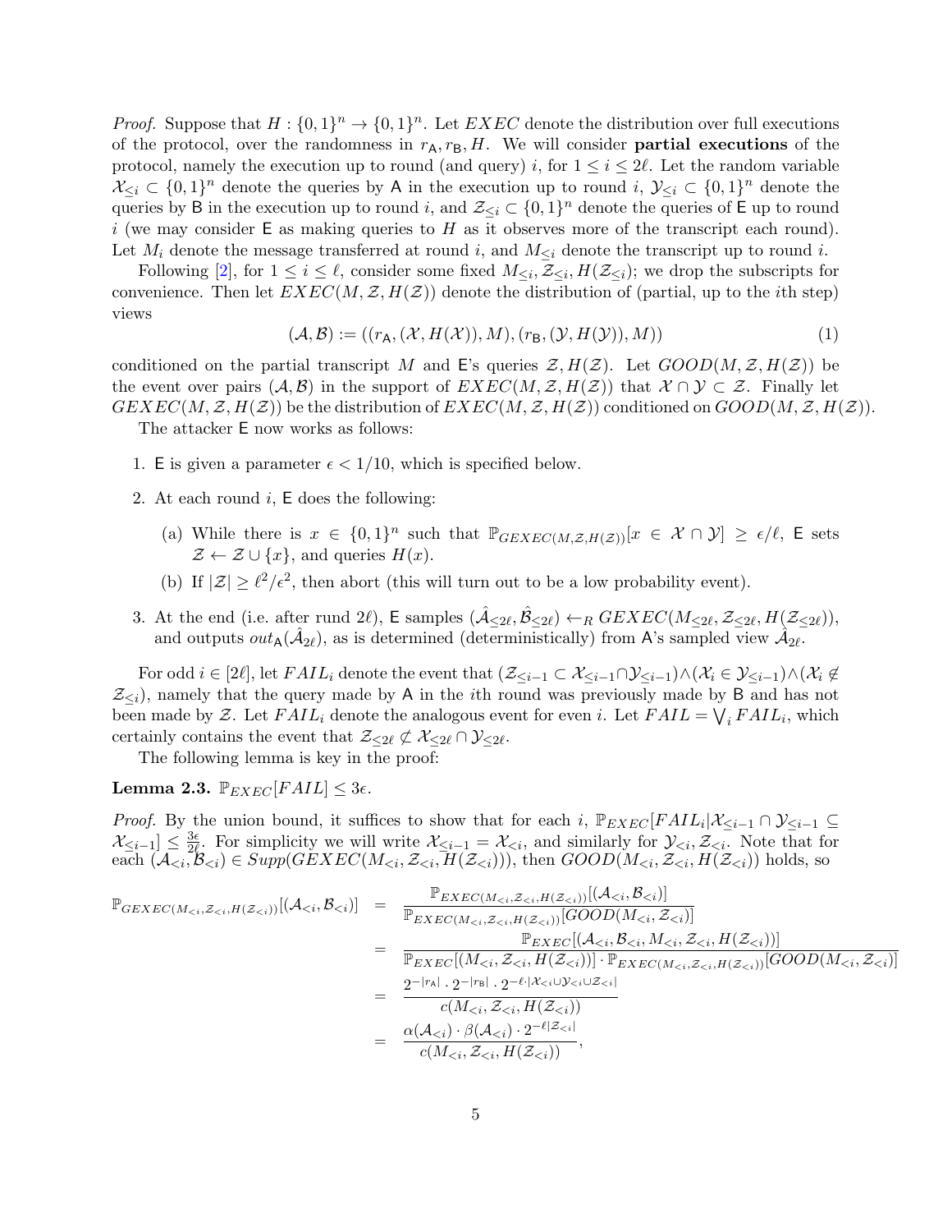*Proof.* Suppose that $H : \{0,1\}^n \to \{0,1\}^n$. Let $EXEC$ denote the distribution over full executions of the protocol, over the randomness in $r_{\mathsf{A}}, r_{\mathsf{B}}, H$. We will consider **partial executions** of the protocol, namely the execution up to round (and query) $i$, for $1 \le i \le 2\ell$. Let the random variable $\mathcal{X}_{\le i} \subset \{0,1\}^n$ denote the queries by $\mathsf{A}$ in the execution up to round $i$, $\mathcal{Y}_{\le i} \subset \{0,1\}^n$ denote the queries by $\mathsf{B}$ in the execution up to round $i$, and $\mathcal{Z}_{\le i} \subset \{0,1\}^n$ denote the queries of $\mathsf{E}$ up to round $i$ (we may consider $\mathsf{E}$ as making queries to $H$ as it observes more of the transcript each round). Let $M_i$ denote the message transferred at round $i$, and $M_{\le i}$ denote the transcript up to round $i$.

Following [2], for $1 \le i \le \ell$, consider some fixed $M_{\le i}, \mathcal{Z}_{\le i}, H(\mathcal{Z}_{\le i})$; we drop the subscripts for convenience. Then let $EXEC(M, \mathcal{Z}, H(\mathcal{Z}))$ denote the distribution of (partial, up to the $i$th step) views

$$(\mathcal{A}, \mathcal{B}) := ((r_{\mathsf{A}}, (\mathcal{X}, H(\mathcal{X})), M), (r_{\mathsf{B}}, (\mathcal{Y}, H(\mathcal{Y})), M)) \tag{1}$$

conditioned on the partial transcript $M$ and $\mathsf{E}$'s queries $\mathcal{Z}, H(\mathcal{Z})$. Let $GOOD(M, \mathcal{Z}, H(\mathcal{Z}))$ be the event over pairs $(\mathcal{A}, \mathcal{B})$ in the support of $EXEC(M, \mathcal{Z}, H(\mathcal{Z}))$ that $\mathcal{X} \cap \mathcal{Y} \subset \mathcal{Z}$. Finally let $GEXEC(M, \mathcal{Z}, H(\mathcal{Z}))$ be the distribution of $EXEC(M, \mathcal{Z}, H(\mathcal{Z}))$ conditioned on $GOOD(M, \mathcal{Z}, H(\mathcal{Z}))$.

The attacker $\mathsf{E}$ now works as follows:

1. $\mathsf{E}$ is given a parameter $\epsilon < 1/10$, which is specified below.
2. At each round $i$, $\mathsf{E}$ does the following:
   (a) While there is $x \in \{0,1\}^n$ such that $\mathbb{P}_{GEXEC(M,\mathcal{Z},H(\mathcal{Z}))}[x \in \mathcal{X} \cap \mathcal{Y}] \ge \epsilon/\ell$, $\mathsf{E}$ sets $\mathcal{Z} \leftarrow \mathcal{Z} \cup \{x\}$, and queries $H(x)$.
   (b) If $|\mathcal{Z}| \ge \ell^2/\epsilon^2$, then abort (this will turn out to be a low probability event).
3. At the end (i.e. after rund $2\ell$), $\mathsf{E}$ samples $(\hat{\mathcal{A}}_{\le 2\ell}, \hat{\mathcal{B}}_{\le 2\ell}) \leftarrow_R GEXEC(M_{\le 2\ell}, \mathcal{Z}_{\le 2\ell}, H(\mathcal{Z}_{\le 2\ell}))$, and outputs $out_{\mathsf{A}}(\hat{\mathcal{A}}_{2\ell})$, as is determined (deterministically) from $\mathsf{A}$'s sampled view $\hat{\mathcal{A}}_{2\ell}$.

For odd $i \in [2\ell]$, let $FAIL_i$ denote the event that $(\mathcal{Z}_{\le i-1} \subset \mathcal{X}_{\le i-1} \cap \mathcal{Y}_{\le i-1}) \wedge (\mathcal{X}_i \in \mathcal{Y}_{\le i-1}) \wedge (\mathcal{X}_i \notin \mathcal{Z}_{\le i})$, namely that the query made by $\mathsf{A}$ in the $i$th round was previously made by $\mathsf{B}$ and has not been made by $\mathcal{Z}$. Let $FAIL_i$ denote the analogous event for even $i$. Let $FAIL = \bigvee_i FAIL_i$, which certainly contains the event that $\mathcal{Z}_{\le 2\ell} \not\subset \mathcal{X}_{\le 2\ell} \cap \mathcal{Y}_{\le 2\ell}$.

The following lemma is key in the proof:

**Lemma 2.3.** $\mathbb{P}_{EXEC}[FAIL] \le 3\epsilon$.

*Proof.* By the union bound, it suffices to show that for each $i$, $\mathbb{P}_{EXEC}[FAIL_i | \mathcal{X}_{\le i-1} \cap \mathcal{Y}_{\le i-1} \subseteq \mathcal{X}_{\le i-1}] \le \frac{3\epsilon}{2\ell}$. For simplicity we will write $\mathcal{X}_{\le i-1} = \mathcal{X}_{<i}$, and similarly for $\mathcal{Y}_{<i}, \mathcal{Z}_{<i}$. Note that for each $(\mathcal{A}_{<i}, \mathcal{B}_{<i}) \in Supp(GEXEC(M_{<i}, \mathcal{Z}_{<i}, H(\mathcal{Z}_{<i})))$, then $GOOD(M_{<i}, \mathcal{Z}_{<i}, H(\mathcal{Z}_{<i}))$ holds, so

$$\begin{aligned}
\mathbb{P}_{GEXEC(M_{<i},\mathcal{Z}_{<i},H(\mathcal{Z}_{<i}))}[(\mathcal{A}_{<i}, \mathcal{B}_{<i})] &= \frac{\mathbb{P}_{EXEC(M_{<i},\mathcal{Z}_{<i},H(\mathcal{Z}_{<i}))}[(\mathcal{A}_{<i}, \mathcal{B}_{<i})]}{\mathbb{P}_{EXEC(M_{<i},\mathcal{Z}_{<i},H(\mathcal{Z}_{<i}))}[GOOD(M_{<i}, \mathcal{Z}_{<i})]} \\
&= \frac{\mathbb{P}_{EXEC}[(\mathcal{A}_{<i}, \mathcal{B}_{<i}, M_{<i}, \mathcal{Z}_{<i}, H(\mathcal{Z}_{<i}))]}{\mathbb{P}_{EXEC}[(M_{<i}, \mathcal{Z}_{<i}, H(\mathcal{Z}_{<i}))] \cdot \mathbb{P}_{EXEC(M_{<i},\mathcal{Z}_{<i},H(\mathcal{Z}_{<i}))}[GOOD(M_{<i}, \mathcal{Z}_{<i})]} \\
&= \frac{2^{-|r_{\mathsf{A}}|} \cdot 2^{-|r_{\mathsf{B}}|} \cdot 2^{-\ell \cdot |\mathcal{X}_{<i} \cup \mathcal{Y}_{<i} \cup \mathcal{Z}_{<i}|}}{c(M_{<i}, \mathcal{Z}_{<i}, H(\mathcal{Z}_{<i}))} \\
&= \frac{\alpha(\mathcal{A}_{<i}) \cdot \beta(\mathcal{A}_{<i}) \cdot 2^{-\ell |\mathcal{Z}_{<i}|}}{c(M_{<i}, \mathcal{Z}_{<i}, H(\mathcal{Z}_{<i}))},
\end{aligned}$$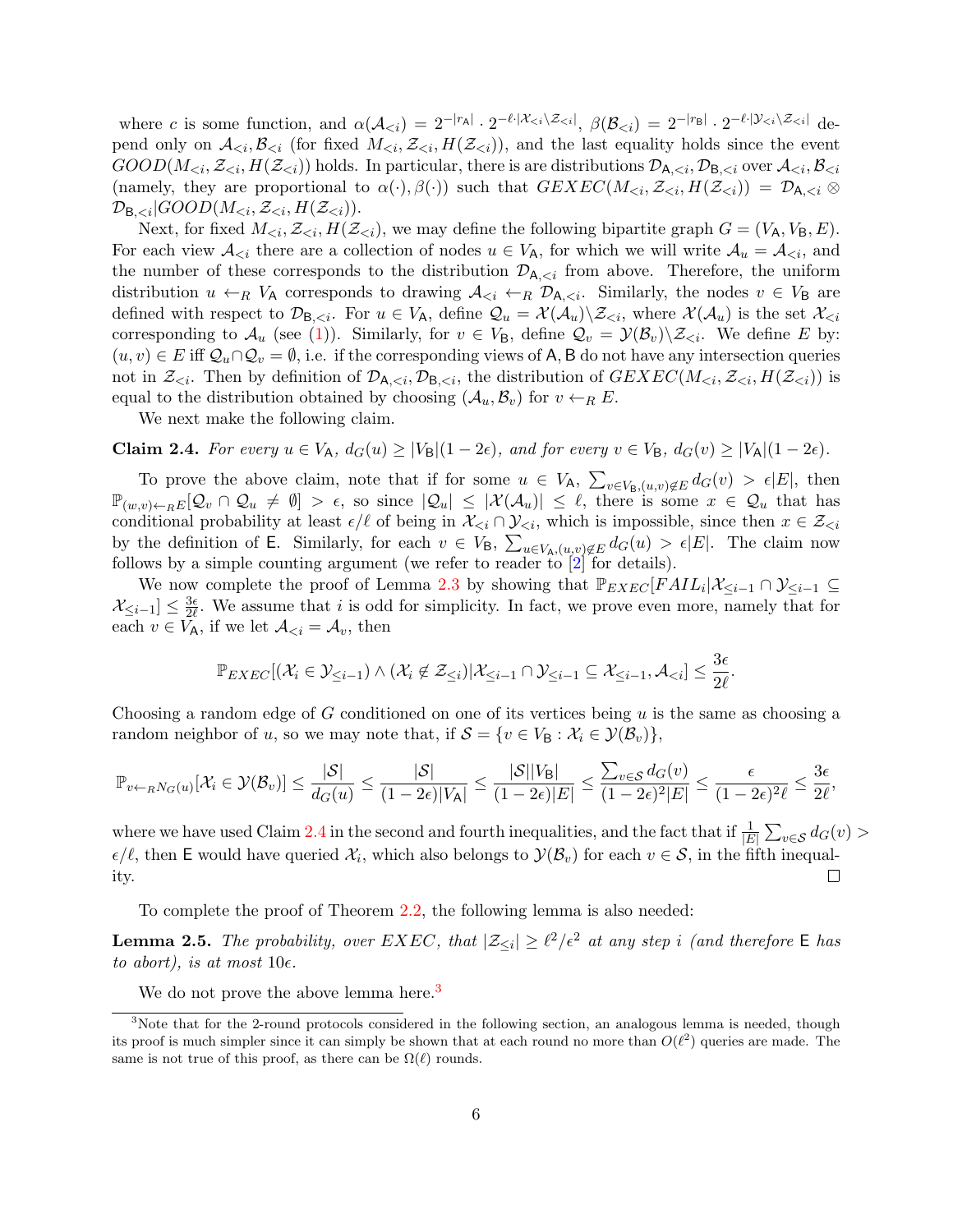where $c$ is some function, and $\alpha(\mathcal{A}_{<i}) = 2^{-|r_\mathsf{A}|} \cdot 2^{-\ell \cdot |\mathcal{X}_{<i} \setminus \mathcal{Z}_{<i}|}$, $\beta(\mathcal{B}_{<i}) = 2^{-|r_\mathsf{B}|} \cdot 2^{-\ell \cdot |\mathcal{Y}_{<i} \setminus \mathcal{Z}_{<i}|}$ depend only on $\mathcal{A}_{<i}, \mathcal{B}_{<i}$ (for fixed $M_{<i}, \mathcal{Z}_{<i}, H(\mathcal{Z}_{<i})$), and the last equality holds since the event $GOOD(M_{<i}, \mathcal{Z}_{<i}, H(\mathcal{Z}_{<i}))$ holds. In particular, there is are distributions $\mathcal{D}_{\mathsf{A},<i}, \mathcal{D}_{\mathsf{B},<i}$ over $\mathcal{A}_{<i}, \mathcal{B}_{<i}$ (namely, they are proportional to $\alpha(\cdot), \beta(\cdot)$) such that $GEXEC(M_{<i}, \mathcal{Z}_{<i}, H(\mathcal{Z}_{<i})) = \mathcal{D}_{\mathsf{A},<i} \otimes \mathcal{D}_{\mathsf{B},<i} | GOOD(M_{<i}, \mathcal{Z}_{<i}, H(\mathcal{Z}_{<i}))$.

Next, for fixed $M_{<i}, \mathcal{Z}_{<i}, H(\mathcal{Z}_{<i})$, we may define the following bipartite graph $G = (V_\mathsf{A}, V_\mathsf{B}, E)$. For each view $\mathcal{A}_{<i}$ there are a collection of nodes $u \in V_\mathsf{A}$, for which we will write $\mathcal{A}_u = \mathcal{A}_{<i}$, and the number of these corresponds to the distribution $\mathcal{D}_{\mathsf{A},<i}$ from above. Therefore, the uniform distribution $u \leftarrow_R V_\mathsf{A}$ corresponds to drawing $\mathcal{A}_{<i} \leftarrow_R \mathcal{D}_{\mathsf{A},<i}$. Similarly, the nodes $v \in V_\mathsf{B}$ are defined with respect to $\mathcal{D}_{\mathsf{B},<i}$. For $u \in V_\mathsf{A}$, define $\mathcal{Q}_u = \mathcal{X}(\mathcal{A}_u) \setminus \mathcal{Z}_{<i}$, where $\mathcal{X}(\mathcal{A}_u)$ is the set $\mathcal{X}_{<i}$ corresponding to $\mathcal{A}_u$ (see (1)). Similarly, for $v \in V_\mathsf{B}$, define $\mathcal{Q}_v = \mathcal{Y}(\mathcal{B}_v) \setminus \mathcal{Z}_{<i}$. We define $E$ by: $(u,v) \in E$ iff $\mathcal{Q}_u \cap \mathcal{Q}_v = \emptyset$, i.e. if the corresponding views of $\mathsf{A}, \mathsf{B}$ do not have any intersection queries not in $\mathcal{Z}_{<i}$. Then by definition of $\mathcal{D}_{\mathsf{A},<i}, \mathcal{D}_{\mathsf{B},<i}$, the distribution of $GEXEC(M_{<i}, \mathcal{Z}_{<i}, H(\mathcal{Z}_{<i}))$ is equal to the distribution obtained by choosing $(\mathcal{A}_u, \mathcal{B}_v)$ for $v \leftarrow_R E$.

We next make the following claim.

**Claim 2.4.** *For every $u \in V_\mathsf{A}$, $d_G(u) \geq |V_\mathsf{B}|(1-2\epsilon)$, and for every $v \in V_\mathsf{B}$, $d_G(v) \geq |V_\mathsf{A}|(1-2\epsilon)$.*

To prove the above claim, note that if for some $u \in V_\mathsf{A}$, $\sum_{v \in V_\mathsf{B}, (u,v) \notin E} d_G(v) > \epsilon |E|$, then $\mathbb{P}_{(w,v) \leftarrow_R E}[\mathcal{Q}_v \cap \mathcal{Q}_u \neq \emptyset] > \epsilon$, so since $|\mathcal{Q}_u| \leq |\mathcal{X}(\mathcal{A}_u)| \leq \ell$, there is some $x \in \mathcal{Q}_u$ that has conditional probability at least $\epsilon/\ell$ of being in $\mathcal{X}_{<i} \cap \mathcal{Y}_{<i}$, which is impossible, since then $x \in \mathcal{Z}_{<i}$ by the definition of $\mathsf{E}$. Similarly, for each $v \in V_\mathsf{B}$, $\sum_{u \in V_\mathsf{A}, (u,v) \notin E} d_G(u) > \epsilon |E|$. The claim now follows by a simple counting argument (we refer to reader to [2] for details).

We now complete the proof of Lemma 2.3 by showing that $\mathbb{P}_{EXEC}[FAIL_i | \mathcal{X}_{\leq i-1} \cap \mathcal{Y}_{\leq i-1} \subseteq \mathcal{X}_{\leq i-1}] \leq \frac{3\epsilon}{2\ell}$. We assume that $i$ is odd for simplicity. In fact, we prove even more, namely that for each $v \in V_\mathsf{A}$, if we let $\mathcal{A}_{<i} = \mathcal{A}_v$, then

$$\mathbb{P}_{EXEC}[(\mathcal{X}_i \in \mathcal{Y}_{\leq i-1}) \wedge (\mathcal{X}_i \notin \mathcal{Z}_{\leq i}) | \mathcal{X}_{\leq i-1} \cap \mathcal{Y}_{\leq i-1} \subseteq \mathcal{X}_{\leq i-1}, \mathcal{A}_{<i}] \leq \frac{3\epsilon}{2\ell}.$$

Choosing a random edge of $G$ conditioned on one of its vertices being $u$ is the same as choosing a random neighbor of $u$, so we may note that, if $\mathcal{S} = \{v \in V_\mathsf{B} : \mathcal{X}_i \in \mathcal{Y}(\mathcal{B}_v)\}$,

$$\mathbb{P}_{v \leftarrow_R N_G(u)}[\mathcal{X}_i \in \mathcal{Y}(\mathcal{B}_v)] \leq \frac{|\mathcal{S}|}{d_G(u)} \leq \frac{|\mathcal{S}|}{(1-2\epsilon)|V_\mathsf{A}|} \leq \frac{|\mathcal{S}||V_\mathsf{B}|}{(1-2\epsilon)|E|} \leq \frac{\sum_{v \in \mathcal{S}} d_G(v)}{(1-2\epsilon)^2 |E|} \leq \frac{\epsilon}{(1-2\epsilon)^2 \ell} \leq \frac{3\epsilon}{2\ell},$$

where we have used Claim 2.4 in the second and fourth inequalities, and the fact that if $\frac{1}{|E|} \sum_{v \in \mathcal{S}} d_G(v) > \epsilon/\ell$, then $\mathsf{E}$ would have queried $\mathcal{X}_i$, which also belongs to $\mathcal{Y}(\mathcal{B}_v)$ for each $v \in \mathcal{S}$, in the fifth inequality. □

To complete the proof of Theorem 2.2, the following lemma is also needed:

**Lemma 2.5.** *The probability, over $EXEC$, that $|\mathcal{Z}_{\leq i}| \geq \ell^2/\epsilon^2$ at any step $i$ (and therefore $\mathsf{E}$ has to abort), is at most $10\epsilon$.*

We do not prove the above lemma here.[3]

[3] Note that for the 2-round protocols considered in the following section, an analogous lemma is needed, though its proof is much simpler since it can simply be shown that at each round no more than $O(\ell^2)$ queries are made. The same is not true of this proof, as there can be $\Omega(\ell)$ rounds.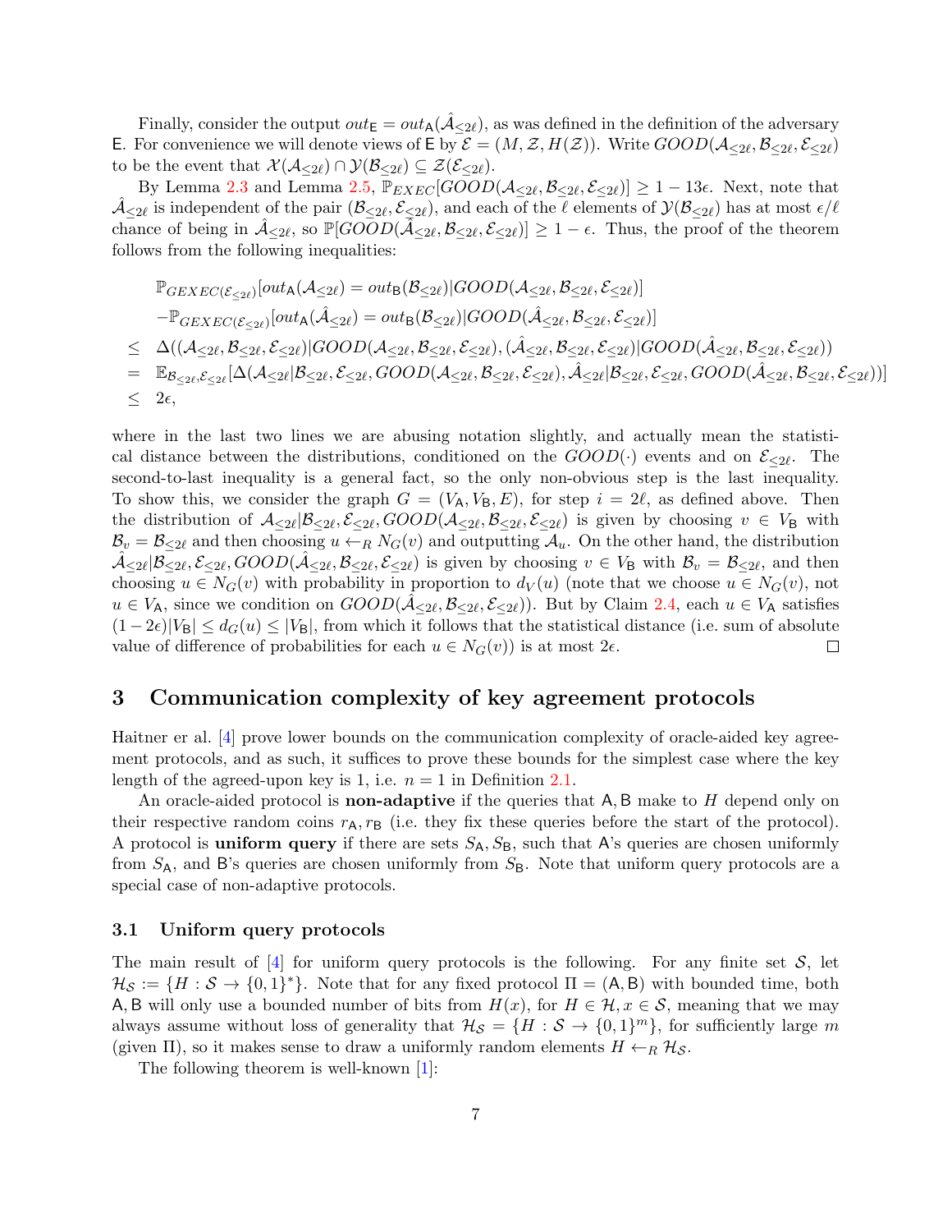Finally, consider the output $out_{\mathsf{E}} = out_{\mathsf{A}}(\hat{\mathcal{A}}_{\leq 2\ell})$, as was defined in the definition of the adversary $\mathsf{E}$. For convenience we will denote views of $\mathsf{E}$ by $\mathcal{E} = (M, \mathcal{Z}, H(\mathcal{Z}))$. Write $GOOD(\mathcal{A}_{\leq 2\ell}, \mathcal{B}_{\leq 2\ell}, \mathcal{E}_{\leq 2\ell})$ to be the event that $\mathcal{X}(\mathcal{A}_{\leq 2\ell}) \cap \mathcal{Y}(\mathcal{B}_{\leq 2\ell}) \subseteq \mathcal{Z}(\mathcal{E}_{\leq 2\ell})$.

By Lemma 2.3 and Lemma 2.5, $\mathbb{P}_{EXEC}[GOOD(\mathcal{A}_{\leq 2\ell}, \mathcal{B}_{\leq 2\ell}, \mathcal{E}_{\leq 2\ell})] \geq 1 - 13\epsilon$. Next, note that $\hat{\mathcal{A}}_{\leq 2\ell}$ is independent of the pair $(\mathcal{B}_{\leq 2\ell}, \mathcal{E}_{\leq 2\ell})$, and each of the $\ell$ elements of $\mathcal{Y}(\mathcal{B}_{\leq 2\ell})$ has at most $\epsilon/\ell$ chance of being in $\hat{\mathcal{A}}_{\leq 2\ell}$, so $\mathbb{P}[GOOD(\hat{\mathcal{A}}_{\leq 2\ell}, \mathcal{B}_{\leq 2\ell}, \mathcal{E}_{\leq 2\ell})] \geq 1 - \epsilon$. Thus, the proof of the theorem follows from the following inequalities:

$$
\begin{aligned}
& \mathbb{P}_{GEXEC(\mathcal{E}_{\leq 2\ell})}[out_{\mathsf{A}}(\mathcal{A}_{\leq 2\ell}) = out_{\mathsf{B}}(\mathcal{B}_{\leq 2\ell}) | GOOD(\mathcal{A}_{\leq 2\ell}, \mathcal{B}_{\leq 2\ell}, \mathcal{E}_{\leq 2\ell})] \\
& - \mathbb{P}_{GEXEC(\mathcal{E}_{\leq 2\ell})}[out_{\mathsf{A}}(\hat{\mathcal{A}}_{\leq 2\ell}) = out_{\mathsf{B}}(\mathcal{B}_{\leq 2\ell}) | GOOD(\hat{\mathcal{A}}_{\leq 2\ell}, \mathcal{B}_{\leq 2\ell}, \mathcal{E}_{\leq 2\ell})] \\
\leq \;& \Delta((\mathcal{A}_{\leq 2\ell}, \mathcal{B}_{\leq 2\ell}, \mathcal{E}_{\leq 2\ell}) | GOOD(\mathcal{A}_{\leq 2\ell}, \mathcal{B}_{\leq 2\ell}, \mathcal{E}_{\leq 2\ell}), (\hat{\mathcal{A}}_{\leq 2\ell}, \mathcal{B}_{\leq 2\ell}, \mathcal{E}_{\leq 2\ell}) | GOOD(\hat{\mathcal{A}}_{\leq 2\ell}, \mathcal{B}_{\leq 2\ell}, \mathcal{E}_{\leq 2\ell})) \\
= \;& \mathbb{E}_{\mathcal{B}_{\leq 2\ell}, \mathcal{E}_{\leq 2\ell}}[\Delta(\mathcal{A}_{\leq 2\ell} | \mathcal{B}_{\leq 2\ell}, \mathcal{E}_{\leq 2\ell}, GOOD(\mathcal{A}_{\leq 2\ell}, \mathcal{B}_{\leq 2\ell}, \mathcal{E}_{\leq 2\ell}), \hat{\mathcal{A}}_{\leq 2\ell} | \mathcal{B}_{\leq 2\ell}, \mathcal{E}_{\leq 2\ell}, GOOD(\hat{\mathcal{A}}_{\leq 2\ell}, \mathcal{B}_{\leq 2\ell}, \mathcal{E}_{\leq 2\ell}))] \\
\leq \;& 2\epsilon,
\end{aligned}
$$

where in the last two lines we are abusing notation slightly, and actually mean the statistical distance between the distributions, conditioned on the $GOOD(\cdot)$ events and on $\mathcal{E}_{\leq 2\ell}$. The second-to-last inequality is a general fact, so the only non-obvious step is the last inequality. To show this, we consider the graph $G = (V_{\mathsf{A}}, V_{\mathsf{B}}, E)$, for step $i = 2\ell$, as defined above. Then the distribution of $\mathcal{A}_{\leq 2\ell} | \mathcal{B}_{\leq 2\ell}, \mathcal{E}_{\leq 2\ell}, GOOD(\mathcal{A}_{\leq 2\ell}, \mathcal{B}_{\leq 2\ell}, \mathcal{E}_{\leq 2\ell})$ is given by choosing $v \in V_{\mathsf{B}}$ with $\mathcal{B}_v = \mathcal{B}_{\leq 2\ell}$ and then choosing $u \leftarrow_R N_G(v)$ and outputting $\mathcal{A}_u$. On the other hand, the distribution $\hat{\mathcal{A}}_{\leq 2\ell} | \mathcal{B}_{\leq 2\ell}, \mathcal{E}_{\leq 2\ell}, GOOD(\hat{\mathcal{A}}_{\leq 2\ell}, \mathcal{B}_{\leq 2\ell}, \mathcal{E}_{\leq 2\ell})$ is given by choosing $v \in V_{\mathsf{B}}$ with $\mathcal{B}_v = \mathcal{B}_{\leq 2\ell}$, and then choosing $u \in N_G(v)$ with probability in proportion to $d_V(u)$ (note that we choose $u \in N_G(v)$, not $u \in V_{\mathsf{A}}$, since we condition on $GOOD(\hat{\mathcal{A}}_{\leq 2\ell}, \mathcal{B}_{\leq 2\ell}, \mathcal{E}_{\leq 2\ell})$). But by Claim 2.4, each $u \in V_{\mathsf{A}}$ satisfies $(1 - 2\epsilon)|V_{\mathsf{B}}| \leq d_G(u) \leq |V_{\mathsf{B}}|$, from which it follows that the statistical distance (i.e. sum of absolute value of difference of probabilities for each $u \in N_G(v)$) is at most $2\epsilon$. □

## 3 Communication complexity of key agreement protocols

Haitner er al. [4] prove lower bounds on the communication complexity of oracle-aided key agreement protocols, and as such, it suffices to prove these bounds for the simplest case where the key length of the agreed-upon key is 1, i.e. $n = 1$ in Definition 2.1.

An oracle-aided protocol is **non-adaptive** if the queries that $\mathsf{A}, \mathsf{B}$ make to $H$ depend only on their respective random coins $r_{\mathsf{A}}, r_{\mathsf{B}}$ (i.e. they fix these queries before the start of the protocol). A protocol is **uniform query** if there are sets $S_{\mathsf{A}}, S_{\mathsf{B}}$, such that $\mathsf{A}$'s queries are chosen uniformly from $S_{\mathsf{A}}$, and $\mathsf{B}$'s queries are chosen uniformly from $S_{\mathsf{B}}$. Note that uniform query protocols are a special case of non-adaptive protocols.

### 3.1 Uniform query protocols

The main result of [4] for uniform query protocols is the following. For any finite set $\mathcal{S}$, let $\mathcal{H}_{\mathcal{S}} := \{H : \mathcal{S} \to \{0,1\}^*\}$. Note that for any fixed protocol $\Pi = (\mathsf{A}, \mathsf{B})$ with bounded time, both $\mathsf{A}, \mathsf{B}$ will only use a bounded number of bits from $H(x)$, for $H \in \mathcal{H}, x \in \mathcal{S}$, meaning that we may always assume without loss of generality that $\mathcal{H}_{\mathcal{S}} = \{H : \mathcal{S} \to \{0,1\}^m\}$, for sufficiently large $m$ (given $\Pi$), so it makes sense to draw a uniformly random elements $H \leftarrow_R \mathcal{H}_{\mathcal{S}}$.

The following theorem is well-known [1]: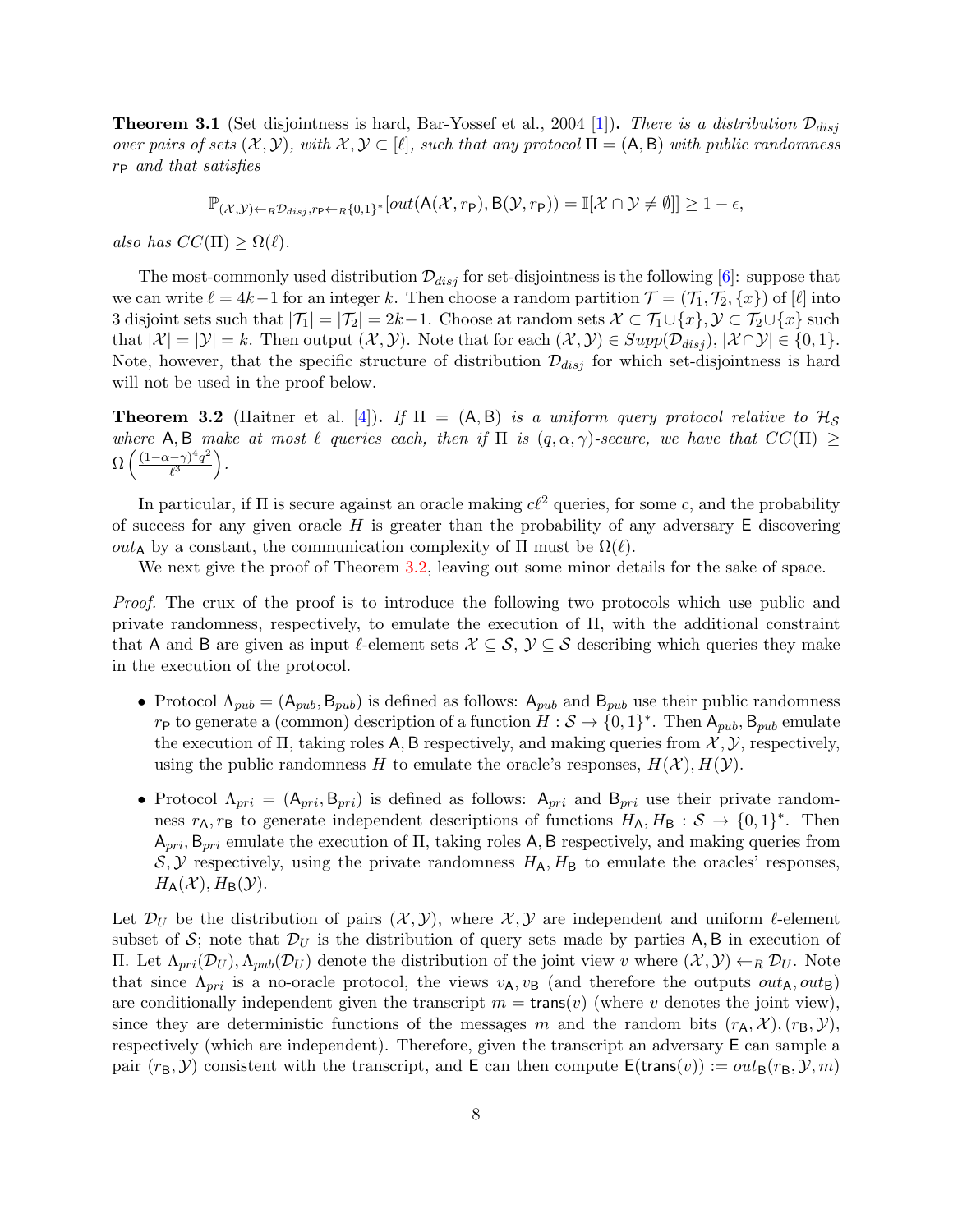**Theorem 3.1** (Set disjointness is hard, Bar-Yossef et al., 2004 [1]). *There is a distribution $\mathcal{D}_{disj}$ over pairs of sets $(\mathcal{X}, \mathcal{Y})$, with $\mathcal{X}, \mathcal{Y} \subset [\ell]$, such that any protocol $\Pi = (\mathsf{A}, \mathsf{B})$ with public randomness $r_{\mathsf{P}}$ and that satisfies*

$$\mathbb{P}_{(\mathcal{X},\mathcal{Y}) \leftarrow_R \mathcal{D}_{disj}, r_{\mathsf{P}} \leftarrow_R \{0,1\}^*}[out(\mathsf{A}(\mathcal{X}, r_{\mathsf{P}}), \mathsf{B}(\mathcal{Y}, r_{\mathsf{P}})) = \mathbb{I}[\mathcal{X} \cap \mathcal{Y} \neq \emptyset]] \geq 1 - \epsilon,$$

*also has $CC(\Pi) \geq \Omega(\ell)$.*

The most-commonly used distribution $\mathcal{D}_{disj}$ for set-disjointness is the following [6]: suppose that we can write $\ell = 4k-1$ for an integer $k$. Then choose a random partition $\mathcal{T} = (\mathcal{T}_1, \mathcal{T}_2, \{x\})$ of $[\ell]$ into 3 disjoint sets such that $|\mathcal{T}_1| = |\mathcal{T}_2| = 2k-1$. Choose at random sets $\mathcal{X} \subset \mathcal{T}_1 \cup \{x\}, \mathcal{Y} \subset \mathcal{T}_2 \cup \{x\}$ such that $|\mathcal{X}| = |\mathcal{Y}| = k$. Then output $(\mathcal{X}, \mathcal{Y})$. Note that for each $(\mathcal{X}, \mathcal{Y}) \in Supp(\mathcal{D}_{disj})$, $|\mathcal{X} \cap \mathcal{Y}| \in \{0, 1\}$. Note, however, that the specific structure of distribution $\mathcal{D}_{disj}$ for which set-disjointness is hard will not be used in the proof below.

**Theorem 3.2** (Haitner et al. [4]). *If $\Pi = (\mathsf{A}, \mathsf{B})$ is a uniform query protocol relative to $\mathcal{H}_{\mathcal{S}}$ where $\mathsf{A}, \mathsf{B}$ make at most $\ell$ queries each, then if $\Pi$ is $(q, \alpha, \gamma)$-secure, we have that $CC(\Pi) \geq \Omega\left(\frac{(1-\alpha-\gamma)^4 q^2}{\ell^3}\right)$.*

In particular, if $\Pi$ is secure against an oracle making $c\ell^2$ queries, for some $c$, and the probability of success for any given oracle $H$ is greater than the probability of any adversary $\mathsf{E}$ discovering $out_{\mathsf{A}}$ by a constant, the communication complexity of $\Pi$ must be $\Omega(\ell)$.

We next give the proof of Theorem 3.2, leaving out some minor details for the sake of space.

*Proof.* The crux of the proof is to introduce the following two protocols which use public and private randomness, respectively, to emulate the execution of $\Pi$, with the additional constraint that $\mathsf{A}$ and $\mathsf{B}$ are given as input $\ell$-element sets $\mathcal{X} \subseteq \mathcal{S}$, $\mathcal{Y} \subseteq \mathcal{S}$ describing which queries they make in the execution of the protocol.

- Protocol $\Lambda_{pub} = (\mathsf{A}_{pub}, \mathsf{B}_{pub})$ is defined as follows: $\mathsf{A}_{pub}$ and $\mathsf{B}_{pub}$ use their public randomness $r_{\mathsf{P}}$ to generate a (common) description of a function $H : \mathcal{S} \to \{0,1\}^*$. Then $\mathsf{A}_{pub}, \mathsf{B}_{pub}$ emulate the execution of $\Pi$, taking roles $\mathsf{A}, \mathsf{B}$ respectively, and making queries from $\mathcal{X}, \mathcal{Y}$, respectively, using the public randomness $H$ to emulate the oracle's responses, $H(\mathcal{X}), H(\mathcal{Y})$.
- Protocol $\Lambda_{pri} = (\mathsf{A}_{pri}, \mathsf{B}_{pri})$ is defined as follows: $\mathsf{A}_{pri}$ and $\mathsf{B}_{pri}$ use their private randomness $r_{\mathsf{A}}, r_{\mathsf{B}}$ to generate independent descriptions of functions $H_{\mathsf{A}}, H_{\mathsf{B}} : \mathcal{S} \to \{0,1\}^*$. Then $\mathsf{A}_{pri}, \mathsf{B}_{pri}$ emulate the execution of $\Pi$, taking roles $\mathsf{A}, \mathsf{B}$ respectively, and making queries from $\mathcal{S}, \mathcal{Y}$ respectively, using the private randomness $H_{\mathsf{A}}, H_{\mathsf{B}}$ to emulate the oracles' responses, $H_{\mathsf{A}}(\mathcal{X}), H_{\mathsf{B}}(\mathcal{Y})$.

Let $\mathcal{D}_U$ be the distribution of pairs $(\mathcal{X}, \mathcal{Y})$, where $\mathcal{X}, \mathcal{Y}$ are independent and uniform $\ell$-element subset of $\mathcal{S}$; note that $\mathcal{D}_U$ is the distribution of query sets made by parties $\mathsf{A}, \mathsf{B}$ in execution of $\Pi$. Let $\Lambda_{pri}(\mathcal{D}_U), \Lambda_{pub}(\mathcal{D}_U)$ denote the distribution of the joint view $v$ where $(\mathcal{X}, \mathcal{Y}) \leftarrow_R \mathcal{D}_U$. Note that since $\Lambda_{pri}$ is a no-oracle protocol, the views $v_{\mathsf{A}}, v_{\mathsf{B}}$ (and therefore the outputs $out_{\mathsf{A}}, out_{\mathsf{B}}$) are conditionally independent given the transcript $m = \mathsf{trans}(v)$ (where $v$ denotes the joint view), since they are deterministic functions of the messages $m$ and the random bits $(r_{\mathsf{A}}, \mathcal{X}), (r_{\mathsf{B}}, \mathcal{Y})$, respectively (which are independent). Therefore, given the transcript an adversary $\mathsf{E}$ can sample a pair $(r_{\mathsf{B}}, \mathcal{Y})$ consistent with the transcript, and $\mathsf{E}$ can then compute $\mathsf{E}(\mathsf{trans}(v)) := out_{\mathsf{B}}(r_{\mathsf{B}}, \mathcal{Y}, m)$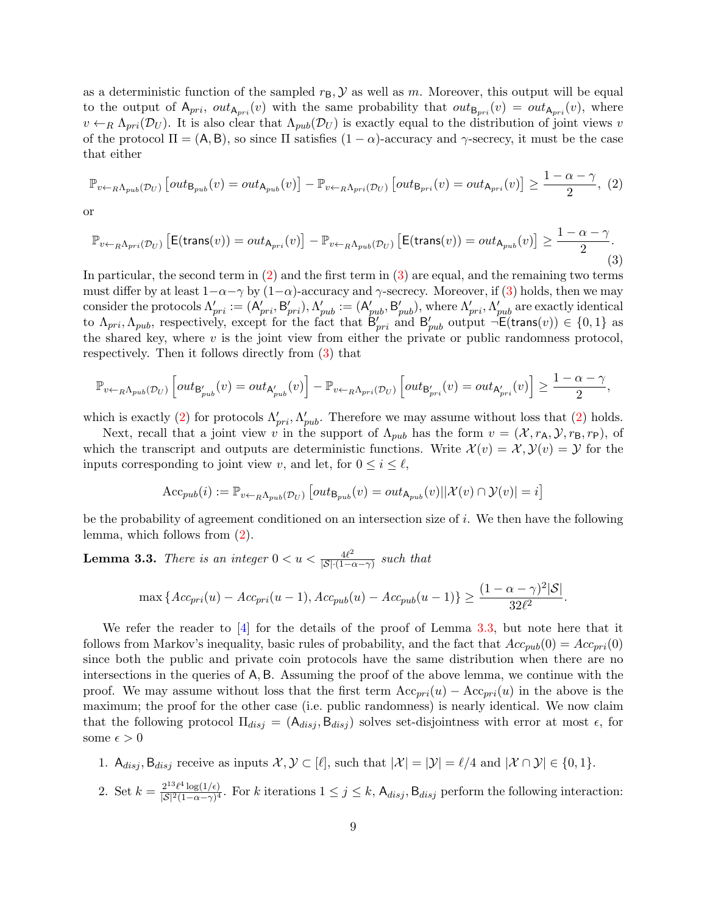as a deterministic function of the sampled $r_{\mathsf{B}}, \mathcal{Y}$ as well as $m$. Moreover, this output will be equal to the output of $\mathsf{A}_{pri}$, $out_{\mathsf{A}_{pri}}(v)$ with the same probability that $out_{\mathsf{B}_{pri}}(v) = out_{\mathsf{A}_{pri}}(v)$, where $v \leftarrow_R \Lambda_{pri}(\mathcal{D}_U)$. It is also clear that $\Lambda_{pub}(\mathcal{D}_U)$ is exactly equal to the distribution of joint views $v$ of the protocol $\Pi = (\mathsf{A}, \mathsf{B})$, so since $\Pi$ satisfies $(1-\alpha)$-accuracy and $\gamma$-secrecy, it must be the case that either

$$\mathbb{P}_{v \leftarrow_R \Lambda_{pub}(\mathcal{D}_U)}\left[out_{\mathsf{B}_{pub}}(v) = out_{\mathsf{A}_{pub}}(v)\right] - \mathbb{P}_{v \leftarrow_R \Lambda_{pri}(\mathcal{D}_U)}\left[out_{\mathsf{B}_{pri}}(v) = out_{\mathsf{A}_{pri}}(v)\right] \geq \frac{1-\alpha-\gamma}{2}, \quad (2)$$

or

$$\mathbb{P}_{v \leftarrow_R \Lambda_{pri}(\mathcal{D}_U)}\left[\mathsf{E}(\mathsf{trans}(v)) = out_{\mathsf{A}_{pri}}(v)\right] - \mathbb{P}_{v \leftarrow_R \Lambda_{pub}(\mathcal{D}_U)}\left[\mathsf{E}(\mathsf{trans}(v)) = out_{\mathsf{A}_{pub}}(v)\right] \geq \frac{1-\alpha-\gamma}{2}. \quad (3)$$

In particular, the second term in (2) and the first term in (3) are equal, and the remaining two terms must differ by at least $1-\alpha-\gamma$ by $(1-\alpha)$-accuracy and $\gamma$-secrecy. Moreover, if (3) holds, then we may consider the protocols $\Lambda'_{pri} := (\mathsf{A}'_{pri}, \mathsf{B}'_{pri}), \Lambda'_{pub} := (\mathsf{A}'_{pub}, \mathsf{B}'_{pub})$, where $\Lambda'_{pri}, \Lambda'_{pub}$ are exactly identical to $\Lambda_{pri}, \Lambda_{pub}$, respectively, except for the fact that $\mathsf{B}'_{pri}$ and $\mathsf{B}'_{pub}$ output $\neg\mathsf{E}(\mathsf{trans}(v)) \in \{0,1\}$ as the shared key, where $v$ is the joint view from either the private or public randomness protocol, respectively. Then it follows directly from (3) that

$$\mathbb{P}_{v \leftarrow_R \Lambda_{pub}(\mathcal{D}_U)}\left[out_{\mathsf{B}'_{pub}}(v) = out_{\mathsf{A}'_{pub}}(v)\right] - \mathbb{P}_{v \leftarrow_R \Lambda_{pri}(\mathcal{D}_U)}\left[out_{\mathsf{B}'_{pri}}(v) = out_{\mathsf{A}'_{pri}}(v)\right] \geq \frac{1-\alpha-\gamma}{2},$$

which is exactly (2) for protocols $\Lambda'_{pri}, \Lambda'_{pub}$. Therefore we may assume without loss that (2) holds.

Next, recall that a joint view $v$ in the support of $\Lambda_{pub}$ has the form $v = (\mathcal{X}, r_{\mathsf{A}}, \mathcal{Y}, r_{\mathsf{B}}, r_{\mathsf{P}})$, of which the transcript and outputs are deterministic functions. Write $\mathcal{X}(v) = \mathcal{X}, \mathcal{Y}(v) = \mathcal{Y}$ for the inputs corresponding to joint view $v$, and let, for $0 \leq i \leq \ell$,

$$\mathrm{Acc}_{pub}(i) := \mathbb{P}_{v \leftarrow_R \Lambda_{pub}(\mathcal{D}_U)}\left[out_{\mathsf{B}_{pub}}(v) = out_{\mathsf{A}_{pub}}(v) \middle| |\mathcal{X}(v) \cap \mathcal{Y}(v)| = i\right]$$

be the probability of agreement conditioned on an intersection size of $i$. We then have the following lemma, which follows from (2).

**Lemma 3.3.** *There is an integer $0 < u < \frac{4\ell^2}{|\mathcal{S}|\cdot(1-\alpha-\gamma)}$ such that*

$$\max\left\{Acc_{pri}(u) - Acc_{pri}(u-1), Acc_{pub}(u) - Acc_{pub}(u-1)\right\} \geq \frac{(1-\alpha-\gamma)^2|\mathcal{S}|}{32\ell^2}.$$

We refer the reader to [4] for the details of the proof of Lemma 3.3, but note here that it follows from Markov's inequality, basic rules of probability, and the fact that $Acc_{pub}(0) = Acc_{pri}(0)$ since both the public and private coin protocols have the same distribution when there are no intersections in the queries of $\mathsf{A}, \mathsf{B}$. Assuming the proof of the above lemma, we continue with the proof. We may assume without loss that the first term $\mathrm{Acc}_{pri}(u) - \mathrm{Acc}_{pri}(u)$ in the above is the maximum; the proof for the other case (i.e. public randomness) is nearly identical. We now claim that the following protocol $\Pi_{disj} = (\mathsf{A}_{disj}, \mathsf{B}_{disj})$ solves set-disjointness with error at most $\epsilon$, for some $\epsilon > 0$

1. $\mathsf{A}_{disj}, \mathsf{B}_{disj}$ receive as inputs $\mathcal{X}, \mathcal{Y} \subset [\ell]$, such that $|\mathcal{X}| = |\mathcal{Y}| = \ell/4$ and $|\mathcal{X} \cap \mathcal{Y}| \in \{0, 1\}$.
2. Set $k = \frac{2^{13}\ell^4 \log(1/\epsilon)}{|\mathcal{S}|^2(1-\alpha-\gamma)^4}$. For $k$ iterations $1 \leq j \leq k$, $\mathsf{A}_{disj}, \mathsf{B}_{disj}$ perform the following interaction: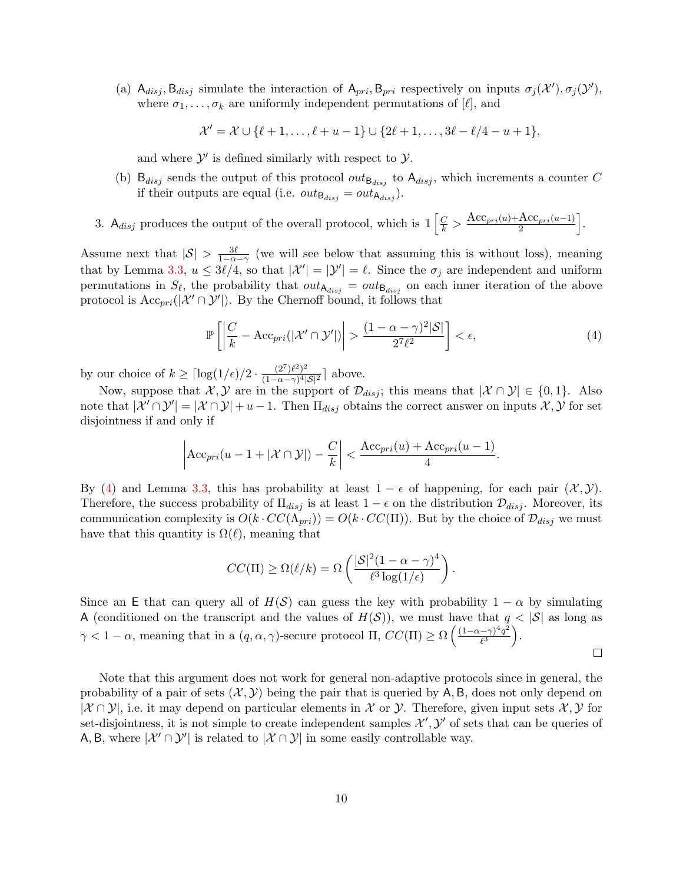(a) $\mathsf{A}_{disj}, \mathsf{B}_{disj}$ simulate the interaction of $\mathsf{A}_{pri}, \mathsf{B}_{pri}$ respectively on inputs $\sigma_j(\mathcal{X}'), \sigma_j(\mathcal{Y}')$, where $\sigma_1, \ldots, \sigma_k$ are uniformly independent permutations of $[\ell]$, and

$$\mathcal{X}' = \mathcal{X} \cup \{\ell+1, \ldots, \ell+u-1\} \cup \{2\ell+1, \ldots, 3\ell - \ell/4 - u + 1\},$$

and where $\mathcal{Y}'$ is defined similarly with respect to $\mathcal{Y}$.

(b) $\mathsf{B}_{disj}$ sends the output of this protocol $out_{\mathsf{B}_{disj}}$ to $\mathsf{A}_{disj}$, which increments a counter $C$ if their outputs are equal (i.e. $out_{\mathsf{B}_{disj}} = out_{\mathsf{A}_{disj}}$).

3. $\mathsf{A}_{disj}$ produces the output of the overall protocol, which is $\mathbb{1}\left[\frac{C}{k} > \frac{\mathrm{Acc}_{pri}(u) + \mathrm{Acc}_{pri}(u-1)}{2}\right]$.

Assume next that $|\mathcal{S}| > \frac{3\ell}{1-\alpha-\gamma}$ (we will see below that assuming this is without loss), meaning that by Lemma 3.3, $u \le 3\ell/4$, so that $|\mathcal{X}'| = |\mathcal{Y}'| = \ell$. Since the $\sigma_j$ are independent and uniform permutations in $S_\ell$, the probability that $out_{\mathsf{A}_{disj}} = out_{\mathsf{B}_{disj}}$ on each inner iteration of the above protocol is $\mathrm{Acc}_{pri}(|\mathcal{X}' \cap \mathcal{Y}'|)$. By the Chernoff bound, it follows that

$$\mathbb{P}\left[\left|\frac{C}{k} - \mathrm{Acc}_{pri}(|\mathcal{X}' \cap \mathcal{Y}'|)\right| > \frac{(1-\alpha-\gamma)^2|\mathcal{S}|}{2^7\ell^2}\right] < \epsilon, \tag{4}$$

by our choice of $k \ge \lceil \log(1/\epsilon)/2 \cdot \frac{(2^7)\ell^2)^2}{(1-\alpha-\gamma)^4|\mathcal{S}|^2} \rceil$ above.

Now, suppose that $\mathcal{X}, \mathcal{Y}$ are in the support of $\mathcal{D}_{disj}$; this means that $|\mathcal{X} \cap \mathcal{Y}| \in \{0, 1\}$. Also note that $|\mathcal{X}' \cap \mathcal{Y}'| = |\mathcal{X} \cap \mathcal{Y}| + u - 1$. Then $\Pi_{disj}$ obtains the correct answer on inputs $\mathcal{X}, \mathcal{Y}$ for set disjointness if and only if

$$\left|\mathrm{Acc}_{pri}(u - 1 + |\mathcal{X} \cap \mathcal{Y}|) - \frac{C}{k}\right| < \frac{\mathrm{Acc}_{pri}(u) + \mathrm{Acc}_{pri}(u-1)}{4}.$$

By (4) and Lemma 3.3, this has probability at least $1 - \epsilon$ of happening, for each pair $(\mathcal{X}, \mathcal{Y})$. Therefore, the success probability of $\Pi_{disj}$ is at least $1 - \epsilon$ on the distribution $\mathcal{D}_{disj}$. Moreover, its communication complexity is $O(k \cdot CC(\Lambda_{pri})) = O(k \cdot CC(\Pi))$. But by the choice of $\mathcal{D}_{disj}$ we must have that this quantity is $\Omega(\ell)$, meaning that

$$CC(\Pi) \ge \Omega(\ell/k) = \Omega\left(\frac{|\mathcal{S}|^2(1-\alpha-\gamma)^4}{\ell^3 \log(1/\epsilon)}\right).$$

Since an $\mathsf{E}$ that can query all of $H(\mathcal{S})$ can guess the key with probability $1 - \alpha$ by simulating $\mathsf{A}$ (conditioned on the transcript and the values of $H(\mathcal{S})$), we must have that $q < |\mathcal{S}|$ as long as $\gamma < 1 - \alpha$, meaning that in a $(q, \alpha, \gamma)$-secure protocol $\Pi$, $CC(\Pi) \ge \Omega\left(\frac{(1-\alpha-\gamma)^4 q^2}{\ell^3}\right)$. □

Note that this argument does not work for general non-adaptive protocols since in general, the probability of a pair of sets $(\mathcal{X}, \mathcal{Y})$ being the pair that is queried by $\mathsf{A}, \mathsf{B}$, does not only depend on $|\mathcal{X} \cap \mathcal{Y}|$, i.e. it may depend on particular elements in $\mathcal{X}$ or $\mathcal{Y}$. Therefore, given input sets $\mathcal{X}, \mathcal{Y}$ for set-disjointness, it is not simple to create independent samples $\mathcal{X}', \mathcal{Y}'$ of sets that can be queries of $\mathsf{A}, \mathsf{B}$, where $|\mathcal{X}' \cap \mathcal{Y}'|$ is related to $|\mathcal{X} \cap \mathcal{Y}|$ in some easily controllable way.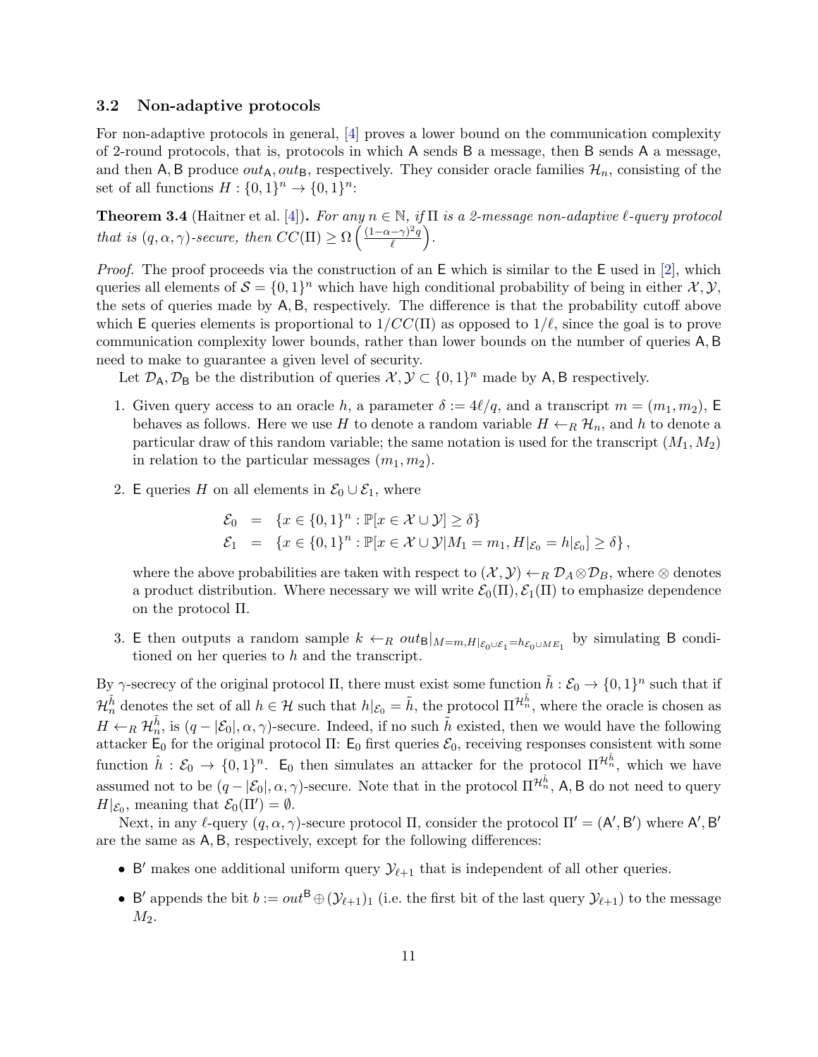### 3.2 Non-adaptive protocols

For non-adaptive protocols in general, [4] proves a lower bound on the communication complexity of 2-round protocols, that is, protocols in which $\mathsf{A}$ sends $\mathsf{B}$ a message, then $\mathsf{B}$ sends $\mathsf{A}$ a message, and then $\mathsf{A}, \mathsf{B}$ produce $out_{\mathsf{A}}, out_{\mathsf{B}}$, respectively. They consider oracle families $\mathcal{H}_n$, consisting of the set of all functions $H : \{0,1\}^n \to \{0,1\}^n$:

**Theorem 3.4** (Haitner et al. [4])**.** *For any $n \in \mathbb{N}$, if $\Pi$ is a 2-message non-adaptive $\ell$-query protocol that is $(q, \alpha, \gamma)$-secure, then $CC(\Pi) \geq \Omega\left(\frac{(1-\alpha-\gamma)^2 q}{\ell}\right)$.*

*Proof.* The proof proceeds via the construction of an $\mathsf{E}$ which is similar to the $\mathsf{E}$ used in [2], which queries all elements of $\mathcal{S} = \{0,1\}^n$ which have high conditional probability of being in either $\mathcal{X}, \mathcal{Y}$, the sets of queries made by $\mathsf{A}, \mathsf{B}$, respectively. The difference is that the probability cutoff above which $\mathsf{E}$ queries elements is proportional to $1/CC(\Pi)$ as opposed to $1/\ell$, since the goal is to prove communication complexity lower bounds, rather than lower bounds on the number of queries $\mathsf{A}, \mathsf{B}$ need to make to guarantee a given level of security.

Let $\mathcal{D}_{\mathsf{A}}, \mathcal{D}_{\mathsf{B}}$ be the distribution of queries $\mathcal{X}, \mathcal{Y} \subset \{0,1\}^n$ made by $\mathsf{A}, \mathsf{B}$ respectively.

1. Given query access to an oracle $h$, a parameter $\delta := 4\ell/q$, and a transcript $m = (m_1, m_2)$, $\mathsf{E}$ behaves as follows. Here we use $H$ to denote a random variable $H \leftarrow_R \mathcal{H}_n$, and $h$ to denote a particular draw of this random variable; the same notation is used for the transcript $(M_1, M_2)$ in relation to the particular messages $(m_1, m_2)$.

2. $\mathsf{E}$ queries $H$ on all elements in $\mathcal{E}_0 \cup \mathcal{E}_1$, where

$$
\begin{aligned}
\mathcal{E}_0 &= \{x \in \{0,1\}^n : \mathbb{P}[x \in \mathcal{X} \cup \mathcal{Y}] \geq \delta\} \\
\mathcal{E}_1 &= \{x \in \{0,1\}^n : \mathbb{P}[x \in \mathcal{X} \cup \mathcal{Y} | M_1 = m_1, H|_{\mathcal{E}_0} = h|_{\mathcal{E}_0}] \geq \delta\},
\end{aligned}
$$

   where the above probabilities are taken with respect to $(\mathcal{X}, \mathcal{Y}) \leftarrow_R \mathcal{D}_A \otimes \mathcal{D}_B$, where $\otimes$ denotes a product distribution. Where necessary we will write $\mathcal{E}_0(\Pi), \mathcal{E}_1(\Pi)$ to emphasize dependence on the protocol $\Pi$.

3. $\mathsf{E}$ then outputs a random sample $k \leftarrow_R out_{\mathsf{B}}|_{M=m, H|_{\mathcal{E}_0 \cup \mathcal{E}_1} = h_{\mathcal{E}_0 \cup ME_1}}$ by simulating $\mathsf{B}$ conditioned on her queries to $h$ and the transcript.

By $\gamma$-secrecy of the original protocol $\Pi$, there must exist some function $\tilde{h} : \mathcal{E}_0 \to \{0,1\}^n$ such that if $\mathcal{H}_n^{\tilde{h}}$ denotes the set of all $h \in \mathcal{H}$ such that $h|_{\mathcal{E}_0} = \tilde{h}$, the protocol $\Pi^{\mathcal{H}_n^{\tilde{h}}}$, where the oracle is chosen as $H \leftarrow_R \mathcal{H}_n^{\tilde{h}}$, is $(q - |\mathcal{E}_0|, \alpha, \gamma)$-secure. Indeed, if no such $\tilde{h}$ existed, then we would have the following attacker $\mathsf{E}_0$ for the original protocol $\Pi$: $\mathsf{E}_0$ first queries $\mathcal{E}_0$, receiving responses consistent with some function $\hat{h} : \mathcal{E}_0 \to \{0,1\}^n$. $\mathsf{E}_0$ then simulates an attacker for the protocol $\Pi^{\mathcal{H}_n^{\hat{h}}}$, which we have assumed not to be $(q - |\mathcal{E}_0|, \alpha, \gamma)$-secure. Note that in the protocol $\Pi^{\mathcal{H}_n^{\tilde{h}}}$, $\mathsf{A}, \mathsf{B}$ do not need to query $H|_{\mathcal{E}_0}$, meaning that $\mathcal{E}_0(\Pi') = \emptyset$.

Next, in any $\ell$-query $(q, \alpha, \gamma)$-secure protocol $\Pi$, consider the protocol $\Pi' = (\mathsf{A}', \mathsf{B}')$ where $\mathsf{A}', \mathsf{B}'$ are the same as $\mathsf{A}, \mathsf{B}$, respectively, except for the following differences:

- $\mathsf{B}'$ makes one additional uniform query $\mathcal{Y}_{\ell+1}$ that is independent of all other queries.
- $\mathsf{B}'$ appends the bit $b := out^{\mathsf{B}} \oplus (\mathcal{Y}_{\ell+1})_1$ (i.e. the first bit of the last query $\mathcal{Y}_{\ell+1}$) to the message $M_2$.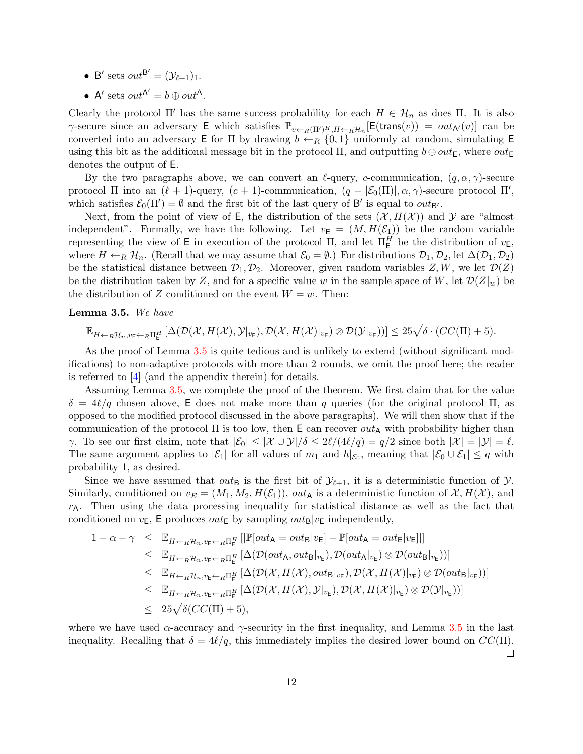- $\mathsf{B}'$ sets $out^{\mathsf{B}'} = (\mathcal{Y}_{\ell+1})_1$.
- $\mathsf{A}'$ sets $out^{\mathsf{A}'} = b \oplus out^{\mathsf{A}}$.

Clearly the protocol $\Pi'$ has the same success probability for each $H \in \mathcal{H}_n$ as does $\Pi$. It is also $\gamma$-secure since an adversary $\mathsf{E}$ which satisfies $\mathbb{P}_{v \leftarrow_R (\Pi')^H, H \leftarrow_R \mathcal{H}_n}[\mathsf{E}(\mathsf{trans}(v)) = out_{\mathsf{A}'}(v)]$ can be converted into an adversary $\mathsf{E}$ for $\Pi$ by drawing $b \leftarrow_R \{0,1\}$ uniformly at random, simulating $\mathsf{E}$ using this bit as the additional message bit in the protocol $\Pi$, and outputting $b \oplus out_{\mathsf{E}}$, where $out_{\mathsf{E}}$ denotes the output of $\mathsf{E}$.

By the two paragraphs above, we can convert an $\ell$-query, $c$-communication, $(q, \alpha, \gamma)$-secure protocol $\Pi$ into an $(\ell+1)$-query, $(c+1)$-communication, $(q - |\mathcal{E}_0(\Pi)|, \alpha, \gamma)$-secure protocol $\Pi'$, which satisfies $\mathcal{E}_0(\Pi') = \emptyset$ and the first bit of the last query of $\mathsf{B}'$ is equal to $out_{\mathsf{B}'}$.

Next, from the point of view of $\mathsf{E}$, the distribution of the sets $(\mathcal{X}, H(\mathcal{X}))$ and $\mathcal{Y}$ are "almost independent". Formally, we have the following. Let $v_{\mathsf{E}} = (M, H(\mathcal{E}_1))$ be the random variable representing the view of $\mathsf{E}$ in execution of the protocol $\Pi$, and let $\Pi_{\mathsf{E}}^H$ be the distribution of $v_{\mathsf{E}}$, where $H \leftarrow_R \mathcal{H}_n$. (Recall that we may assume that $\mathcal{E}_0 = \emptyset$.) For distributions $\mathcal{D}_1, \mathcal{D}_2$, let $\Delta(\mathcal{D}_1, \mathcal{D}_2)$ be the statistical distance between $\mathcal{D}_1, \mathcal{D}_2$. Moreover, given random variables $Z, W$, we let $\mathcal{D}(Z)$ be the distribution taken by $Z$, and for a specific value $w$ in the sample space of $W$, let $\mathcal{D}(Z|_w)$ be the distribution of $Z$ conditioned on the event $W = w$. Then:

**Lemma 3.5.** *We have*

$$\mathbb{E}_{H \leftarrow_R \mathcal{H}_n, v_{\mathsf{E}} \leftarrow_R \Pi_{\mathsf{E}}^H}\left[\Delta(\mathcal{D}(\mathcal{X}, H(\mathcal{X}), \mathcal{Y}|_{v_{\mathsf{E}}}), \mathcal{D}(\mathcal{X}, H(\mathcal{X})|_{v_{\mathsf{E}}}) \otimes \mathcal{D}(\mathcal{Y}|_{v_{\mathsf{E}}}))\right] \leq 25\sqrt{\delta \cdot (CC(\Pi) + 5)}.$$

As the proof of Lemma 3.5 is quite tedious and is unlikely to extend (without significant modifications) to non-adaptive protocols with more than 2 rounds, we omit the proof here; the reader is referred to [4] (and the appendix therein) for details.

Assuming Lemma 3.5, we complete the proof of the theorem. We first claim that for the value $\delta = 4\ell/q$ chosen above, $\mathsf{E}$ does not make more than $q$ queries (for the original protocol $\Pi$, as opposed to the modified protocol discussed in the above paragraphs). We will then show that if the communication of the protocol $\Pi$ is too low, then $\mathsf{E}$ can recover $out_{\mathsf{A}}$ with probability higher than $\gamma$. To see our first claim, note that $|\mathcal{E}_0| \leq |\mathcal{X} \cup \mathcal{Y}|/\delta \leq 2\ell/(4\ell/q) = q/2$ since both $|\mathcal{X}| = |\mathcal{Y}| = \ell$. The same argument applies to $|\mathcal{E}_1|$ for all values of $m_1$ and $h|_{\mathcal{E}_0}$, meaning that $|\mathcal{E}_0 \cup \mathcal{E}_1| \leq q$ with probability 1, as desired.

Since we have assumed that $out_{\mathsf{B}}$ is the first bit of $\mathcal{Y}_{\ell+1}$, it is a deterministic function of $\mathcal{Y}$. Similarly, conditioned on $v_E = (M_1, M_2, H(\mathcal{E}_1))$, $out_{\mathsf{A}}$ is a deterministic function of $\mathcal{X}, H(\mathcal{X})$, and $r_{\mathsf{A}}$. Then using the data processing inequality for statistical distance as well as the fact that conditioned on $v_{\mathsf{E}}$, $\mathsf{E}$ produces $out_{\mathsf{E}}$ by sampling $out_{\mathsf{B}}|v_{\mathsf{E}}$ independently,

$$\begin{aligned}
1 - \alpha - \gamma &\leq \mathbb{E}_{H \leftarrow_R \mathcal{H}_n, v_{\mathsf{E}} \leftarrow_R \Pi_{\mathsf{E}}^H}\left[|\mathbb{P}[out_{\mathsf{A}} = out_{\mathsf{B}}|v_{\mathsf{E}}] - \mathbb{P}[out_{\mathsf{A}} = out_{\mathsf{E}}|v_{\mathsf{E}}]|\right] \\
&\leq \mathbb{E}_{H \leftarrow_R \mathcal{H}_n, v_{\mathsf{E}} \leftarrow_R \Pi_{\mathsf{E}}^H}\left[\Delta(\mathcal{D}(out_{\mathsf{A}}, out_{\mathsf{B}}|_{v_{\mathsf{E}}}), \mathcal{D}(out_{\mathsf{A}}|_{v_{\mathsf{E}}}) \otimes \mathcal{D}(out_{\mathsf{B}}|_{v_{\mathsf{E}}}))\right] \\
&\leq \mathbb{E}_{H \leftarrow_R \mathcal{H}_n, v_{\mathsf{E}} \leftarrow_R \Pi_{\mathsf{E}}^H}\left[\Delta(\mathcal{D}(\mathcal{X}, H(\mathcal{X}), out_{\mathsf{B}}|_{v_{\mathsf{E}}}), \mathcal{D}(\mathcal{X}, H(\mathcal{X})|_{v_{\mathsf{E}}}) \otimes \mathcal{D}(out_{\mathsf{B}}|_{v_{\mathsf{E}}}))\right] \\
&\leq \mathbb{E}_{H \leftarrow_R \mathcal{H}_n, v_{\mathsf{E}} \leftarrow_R \Pi_{\mathsf{E}}^H}\left[\Delta(\mathcal{D}(\mathcal{X}, H(\mathcal{X}), \mathcal{Y}|_{v_{\mathsf{E}}}), \mathcal{D}(\mathcal{X}, H(\mathcal{X})|_{v_{\mathsf{E}}}) \otimes \mathcal{D}(\mathcal{Y}|_{v_{\mathsf{E}}}))\right] \\
&\leq 25\sqrt{\delta(CC(\Pi) + 5)},
\end{aligned}$$

where we have used $\alpha$-accuracy and $\gamma$-security in the first inequality, and Lemma 3.5 in the last inequality. Recalling that $\delta = 4\ell/q$, this immediately implies the desired lower bound on $CC(\Pi)$. ☐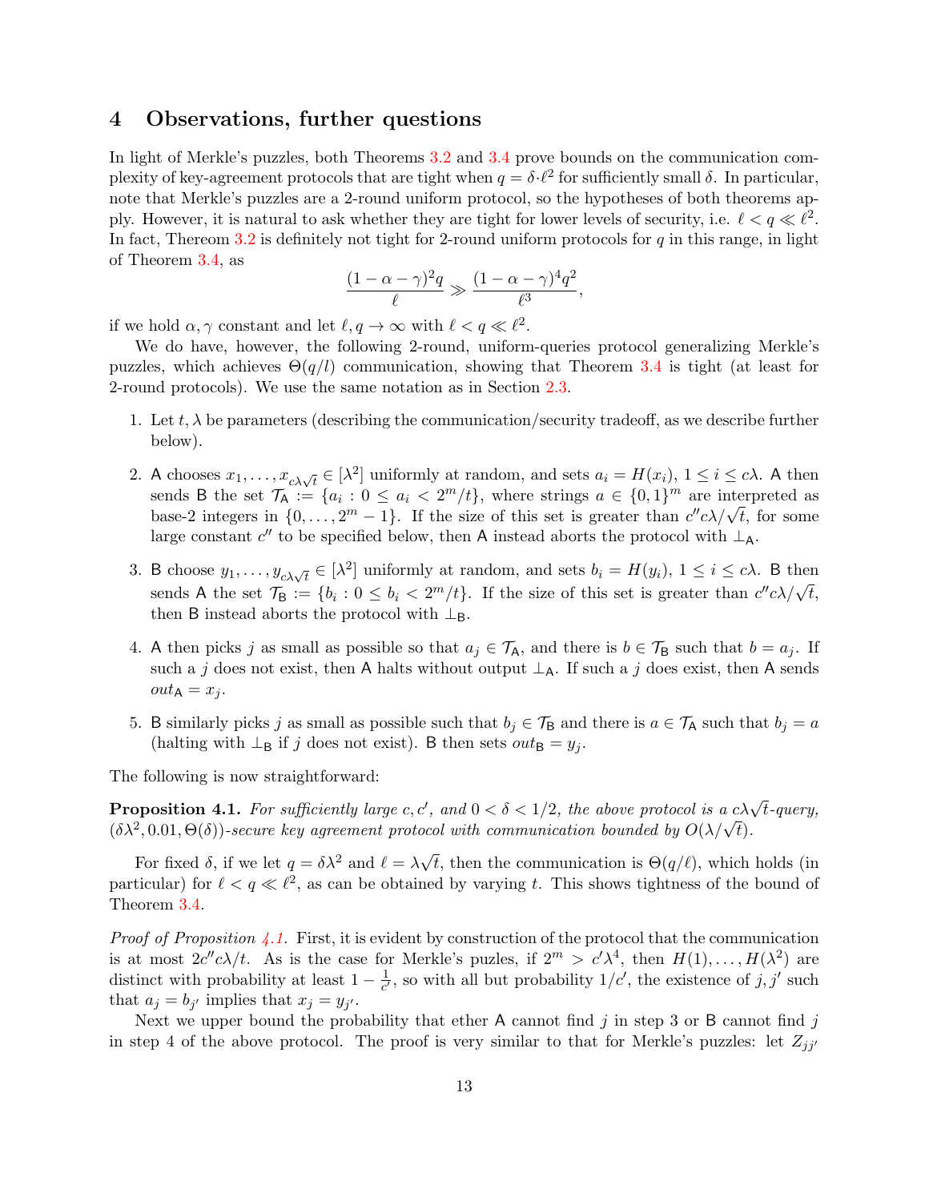# 4 Observations, further questions

In light of Merkle's puzzles, both Theorems 3.2 and 3.4 prove bounds on the communication complexity of key-agreement protocols that are tight when $q = \delta \cdot \ell^2$ for sufficiently small $\delta$. In particular, note that Merkle's puzzles are a 2-round uniform protocol, so the hypotheses of both theorems apply. However, it is natural to ask whether they are tight for lower levels of security, i.e. $\ell < q \ll \ell^2$. In fact, Thereom 3.2 is definitely not tight for 2-round uniform protocols for $q$ in this range, in light of Theorem 3.4, as

$$\frac{(1-\alpha-\gamma)^2 q}{\ell} \gg \frac{(1-\alpha-\gamma)^4 q^2}{\ell^3},$$

if we hold $\alpha, \gamma$ constant and let $\ell, q \to \infty$ with $\ell < q \ll \ell^2$.

We do have, however, the following 2-round, uniform-queries protocol generalizing Merkle's puzzles, which achieves $\Theta(q/l)$ communication, showing that Theorem 3.4 is tight (at least for 2-round protocols). We use the same notation as in Section 2.3.

1. Let $t, \lambda$ be parameters (describing the communication/security tradeoff, as we describe further below).
2. $\mathsf{A}$ chooses $x_1, \ldots, x_{c\lambda\sqrt{t}} \in [\lambda^2]$ uniformly at random, and sets $a_i = H(x_i)$, $1 \le i \le c\lambda$. $\mathsf{A}$ then sends $\mathsf{B}$ the set $\mathcal{T}_{\mathsf{A}} := \{a_i : 0 \le a_i < 2^m/t\}$, where strings $a \in \{0,1\}^m$ are interpreted as base-2 integers in $\{0, \ldots, 2^m - 1\}$. If the size of this set is greater than $c'' c\lambda/\sqrt{t}$, for some large constant $c''$ to be specified below, then $\mathsf{A}$ instead aborts the protocol with $\perp_{\mathsf{A}}$.
3. $\mathsf{B}$ choose $y_1, \ldots, y_{c\lambda\sqrt{t}} \in [\lambda^2]$ uniformly at random, and sets $b_i = H(y_i)$, $1 \le i \le c\lambda$. $\mathsf{B}$ then sends $\mathsf{A}$ the set $\mathcal{T}_{\mathsf{B}} := \{b_i : 0 \le b_i < 2^m/t\}$. If the size of this set is greater than $c'' c\lambda/\sqrt{t}$, then $\mathsf{B}$ instead aborts the protocol with $\perp_{\mathsf{B}}$.
4. $\mathsf{A}$ then picks $j$ as small as possible so that $a_j \in \mathcal{T}_{\mathsf{A}}$, and there is $b \in \mathcal{T}_{\mathsf{B}}$ such that $b = a_j$. If such a $j$ does not exist, then $\mathsf{A}$ halts without output $\perp_{\mathsf{A}}$. If such a $j$ does exist, then $\mathsf{A}$ sends $out_{\mathsf{A}} = x_j$.
5. $\mathsf{B}$ similarly picks $j$ as small as possible such that $b_j \in \mathcal{T}_{\mathsf{B}}$ and there is $a \in \mathcal{T}_{\mathsf{A}}$ such that $b_j = a$ (halting with $\perp_{\mathsf{B}}$ if $j$ does not exist). $\mathsf{B}$ then sets $out_{\mathsf{B}} = y_j$.

The following is now straightforward:

**Proposition 4.1.** *For sufficiently large $c, c'$, and $0 < \delta < 1/2$, the above protocol is a $c\lambda\sqrt{t}$-query, $(\delta\lambda^2, 0.01, \Theta(\delta))$-secure key agreement protocol with communication bounded by $O(\lambda/\sqrt{t})$.*

For fixed $\delta$, if we let $q = \delta\lambda^2$ and $\ell = \lambda\sqrt{t}$, then the communication is $\Theta(q/\ell)$, which holds (in particular) for $\ell < q \ll \ell^2$, as can be obtained by varying $t$. This shows tightness of the bound of Theorem 3.4.

*Proof of Proposition 4.1.* First, it is evident by construction of the protocol that the communication is at most $2c'' c\lambda/t$. As is the case for Merkle's puzles, if $2^m > c'\lambda^4$, then $H(1), \ldots, H(\lambda^2)$ are distinct with probability at least $1 - \frac{1}{c'}$, so with all but probability $1/c'$, the existence of $j, j'$ such that $a_j = b_{j'}$ implies that $x_j = y_{j'}$.

Next we upper bound the probability that ether $\mathsf{A}$ cannot find $j$ in step 3 or $\mathsf{B}$ cannot find $j$ in step 4 of the above protocol. The proof is very similar to that for Merkle's puzzles: let $Z_{jj'}$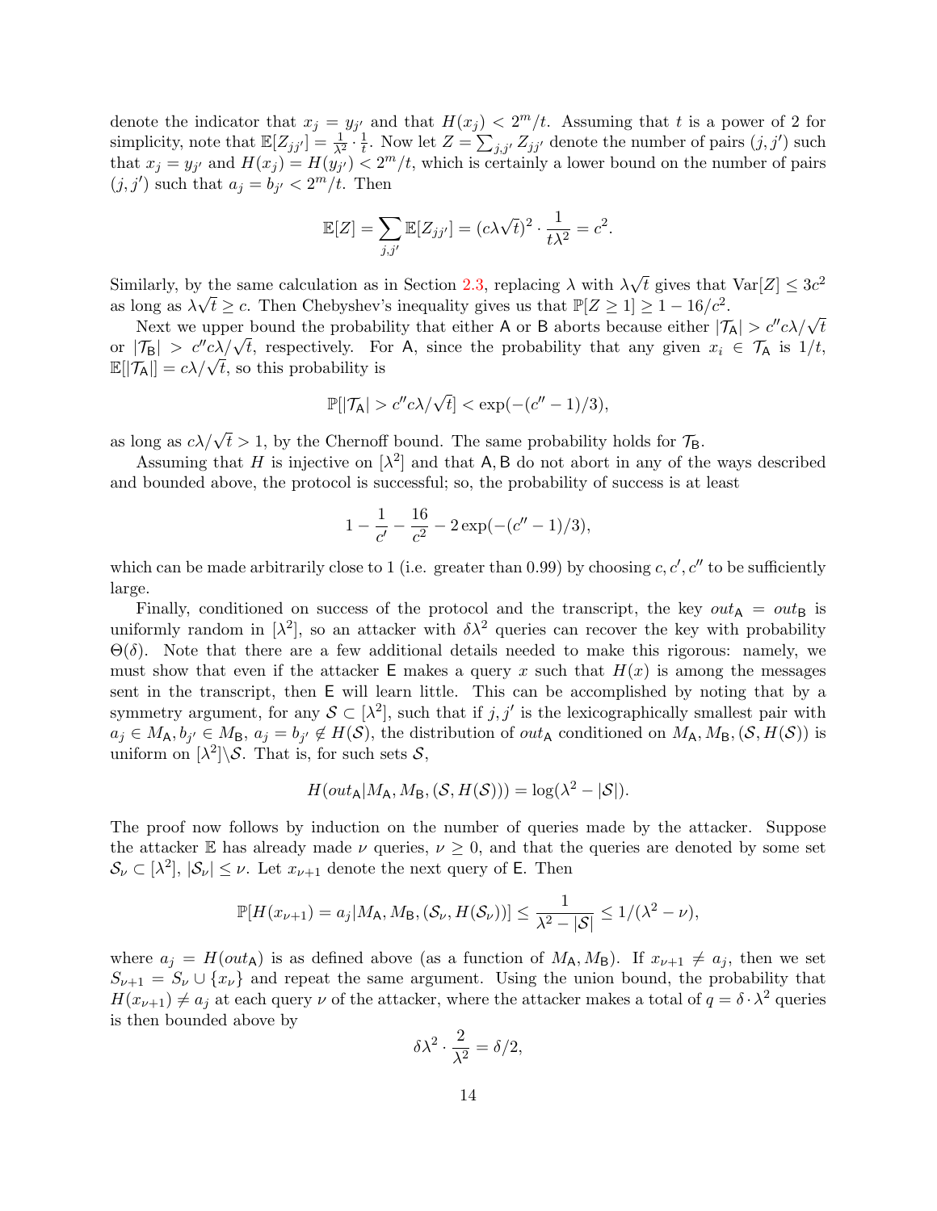denote the indicator that $x_j = y_{j'}$ and that $H(x_j) < 2^m/t$. Assuming that $t$ is a power of 2 for simplicity, note that $\mathbb{E}[Z_{jj'}] = \frac{1}{\lambda^2} \cdot \frac{1}{t}$. Now let $Z = \sum_{j,j'} Z_{jj'}$ denote the number of pairs $(j, j')$ such that $x_j = y_{j'}$ and $H(x_j) = H(y_{j'}) < 2^m/t$, which is certainly a lower bound on the number of pairs $(j, j')$ such that $a_j = b_{j'} < 2^m/t$. Then

$$\mathbb{E}[Z] = \sum_{j,j'} \mathbb{E}[Z_{jj'}] = (c\lambda\sqrt{t})^2 \cdot \frac{1}{t\lambda^2} = c^2.$$

Similarly, by the same calculation as in Section 2.3, replacing $\lambda$ with $\lambda\sqrt{t}$ gives that $\mathrm{Var}[Z] \le 3c^2$ as long as $\lambda\sqrt{t} \ge c$. Then Chebyshev's inequality gives us that $\mathbb{P}[Z \ge 1] \ge 1 - 16/c^2$.

Next we upper bound the probability that either $\mathsf{A}$ or $\mathsf{B}$ aborts because either $|\mathcal{T}_\mathsf{A}| > c''c\lambda/\sqrt{t}$ or $|\mathcal{T}_\mathsf{B}| > c''c\lambda/\sqrt{t}$, respectively. For $\mathsf{A}$, since the probability that any given $x_i \in \mathcal{T}_\mathsf{A}$ is $1/t$, $\mathbb{E}[|\mathcal{T}_\mathsf{A}|] = c\lambda/\sqrt{t}$, so this probability is

$$\mathbb{P}[|\mathcal{T}_\mathsf{A}| > c''c\lambda/\sqrt{t}] < \exp(-(c''-1)/3),$$

as long as $c\lambda/\sqrt{t} > 1$, by the Chernoff bound. The same probability holds for $\mathcal{T}_\mathsf{B}$.

Assuming that $H$ is injective on $[\lambda^2]$ and that $\mathsf{A}, \mathsf{B}$ do not abort in any of the ways described and bounded above, the protocol is successful; so, the probability of success is at least

$$1 - \frac{1}{c'} - \frac{16}{c^2} - 2\exp(-(c''-1)/3),$$

which can be made arbitrarily close to 1 (i.e. greater than 0.99) by choosing $c, c', c''$ to be sufficiently large.

Finally, conditioned on success of the protocol and the transcript, the key $out_\mathsf{A} = out_\mathsf{B}$ is uniformly random in $[\lambda^2]$, so an attacker with $\delta\lambda^2$ queries can recover the key with probability $\Theta(\delta)$. Note that there are a few additional details needed to make this rigorous: namely, we must show that even if the attacker $\mathsf{E}$ makes a query $x$ such that $H(x)$ is among the messages sent in the transcript, then $\mathsf{E}$ will learn little. This can be accomplished by noting that by a symmetry argument, for any $\mathcal{S} \subset [\lambda^2]$, such that if $j, j'$ is the lexicographically smallest pair with $a_j \in M_\mathsf{A}, b_{j'} \in M_\mathsf{B}$, $a_j = b_{j'} \notin H(\mathcal{S})$, the distribution of $out_\mathsf{A}$ conditioned on $M_\mathsf{A}, M_\mathsf{B}, (\mathcal{S}, H(\mathcal{S}))$ is uniform on $[\lambda^2]\backslash\mathcal{S}$. That is, for such sets $\mathcal{S}$,

$$H(out_\mathsf{A} | M_\mathsf{A}, M_\mathsf{B}, (\mathcal{S}, H(\mathcal{S}))) = \log(\lambda^2 - |\mathcal{S}|).$$

The proof now follows by induction on the number of queries made by the attacker. Suppose the attacker $\mathbb{E}$ has already made $\nu$ queries, $\nu \ge 0$, and that the queries are denoted by some set $\mathcal{S}_\nu \subset [\lambda^2]$, $|\mathcal{S}_\nu| \le \nu$. Let $x_{\nu+1}$ denote the next query of $\mathsf{E}$. Then

$$\mathbb{P}[H(x_{\nu+1}) = a_j | M_\mathsf{A}, M_\mathsf{B}, (\mathcal{S}_\nu, H(\mathcal{S}_\nu))] \le \frac{1}{\lambda^2 - |\mathcal{S}|} \le 1/(\lambda^2 - \nu),$$

where $a_j = H(out_\mathsf{A})$ is as defined above (as a function of $M_\mathsf{A}, M_\mathsf{B}$). If $x_{\nu+1} \ne a_j$, then we set $S_{\nu+1} = S_\nu \cup \{x_\nu\}$ and repeat the same argument. Using the union bound, the probability that $H(x_{\nu+1}) \ne a_j$ at each query $\nu$ of the attacker, where the attacker makes a total of $q = \delta \cdot \lambda^2$ queries is then bounded above by

$$\delta\lambda^2 \cdot \frac{2}{\lambda^2} = \delta/2,$$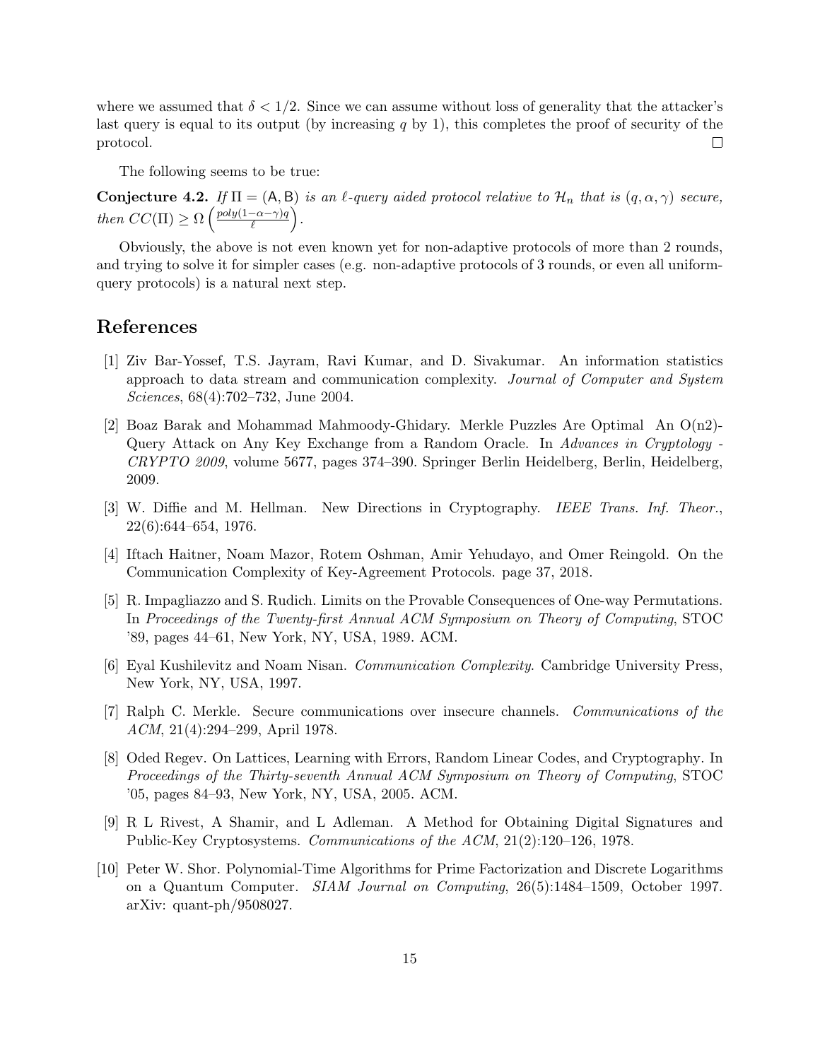where we assumed that $\delta < 1/2$. Since we can assume without loss of generality that the attacker's last query is equal to its output (by increasing $q$ by 1), this completes the proof of security of the protocol. $\square$

The following seems to be true:

**Conjecture 4.2.** *If $\Pi = (\mathsf{A}, \mathsf{B})$ is an $\ell$-query aided protocol relative to $\mathcal{H}_n$ that is $(q, \alpha, \gamma)$ secure, then $CC(\Pi) \geq \Omega\left(\frac{poly(1-\alpha-\gamma)q}{\ell}\right)$.*

Obviously, the above is not even known yet for non-adaptive protocols of more than 2 rounds, and trying to solve it for simpler cases (e.g. non-adaptive protocols of 3 rounds, or even all uniform-query protocols) is a natural next step.

## References

[1] Ziv Bar-Yossef, T.S. Jayram, Ravi Kumar, and D. Sivakumar. An information statistics approach to data stream and communication complexity. *Journal of Computer and System Sciences*, 68(4):702–732, June 2004.

[2] Boaz Barak and Mohammad Mahmoody-Ghidary. Merkle Puzzles Are Optimal An O(n2)-Query Attack on Any Key Exchange from a Random Oracle. In *Advances in Cryptology - CRYPTO 2009*, volume 5677, pages 374–390. Springer Berlin Heidelberg, Berlin, Heidelberg, 2009.

[3] W. Diffie and M. Hellman. New Directions in Cryptography. *IEEE Trans. Inf. Theor.*, 22(6):644–654, 1976.

[4] Iftach Haitner, Noam Mazor, Rotem Oshman, Amir Yehudayo, and Omer Reingold. On the Communication Complexity of Key-Agreement Protocols. page 37, 2018.

[5] R. Impagliazzo and S. Rudich. Limits on the Provable Consequences of One-way Permutations. In *Proceedings of the Twenty-first Annual ACM Symposium on Theory of Computing*, STOC '89, pages 44–61, New York, NY, USA, 1989. ACM.

[6] Eyal Kushilevitz and Noam Nisan. *Communication Complexity*. Cambridge University Press, New York, NY, USA, 1997.

[7] Ralph C. Merkle. Secure communications over insecure channels. *Communications of the ACM*, 21(4):294–299, April 1978.

[8] Oded Regev. On Lattices, Learning with Errors, Random Linear Codes, and Cryptography. In *Proceedings of the Thirty-seventh Annual ACM Symposium on Theory of Computing*, STOC '05, pages 84–93, New York, NY, USA, 2005. ACM.

[9] R L Rivest, A Shamir, and L Adleman. A Method for Obtaining Digital Signatures and Public-Key Cryptosystems. *Communications of the ACM*, 21(2):120–126, 1978.

[10] Peter W. Shor. Polynomial-Time Algorithms for Prime Factorization and Discrete Logarithms on a Quantum Computer. *SIAM Journal on Computing*, 26(5):1484–1509, October 1997. arXiv: quant-ph/9508027.